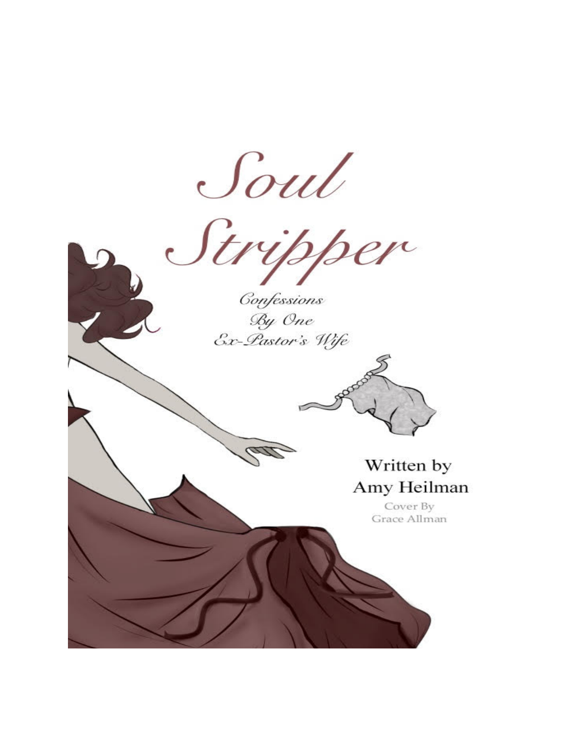# Soul Stripper

*Confessions By One Ex-Pastor's Wife*

Written by
Amy Heilman

Cover By
Grace Allman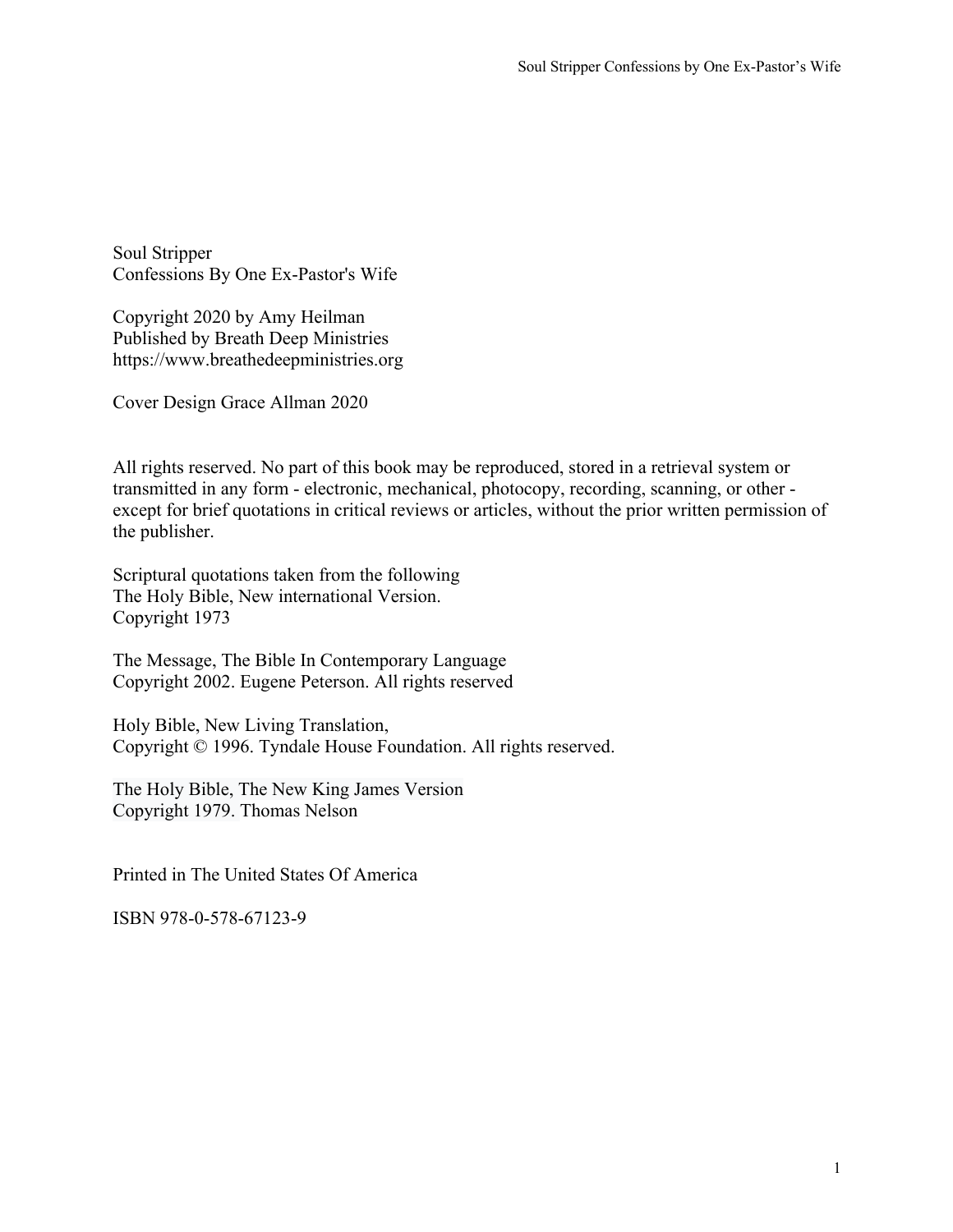Soul Stripper
Confessions By One Ex-Pastor's Wife

Copyright 2020 by Amy Heilman
Published by Breath Deep Ministries
https://www.breathedeepministries.org

Cover Design Grace Allman 2020

All rights reserved. No part of this book may be reproduced, stored in a retrieval system or transmitted in any form - electronic, mechanical, photocopy, recording, scanning, or other - except for brief quotations in critical reviews or articles, without the prior written permission of the publisher.

Scriptural quotations taken from the following
The Holy Bible, New international Version.
Copyright 1973

The Message, The Bible In Contemporary Language
Copyright 2002. Eugene Peterson. All rights reserved

Holy Bible, New Living Translation,
Copyright © 1996. Tyndale House Foundation. All rights reserved.

The Holy Bible, The New King James Version
Copyright 1979. Thomas Nelson

Printed in The United States Of America

ISBN 978-0-578-67123-9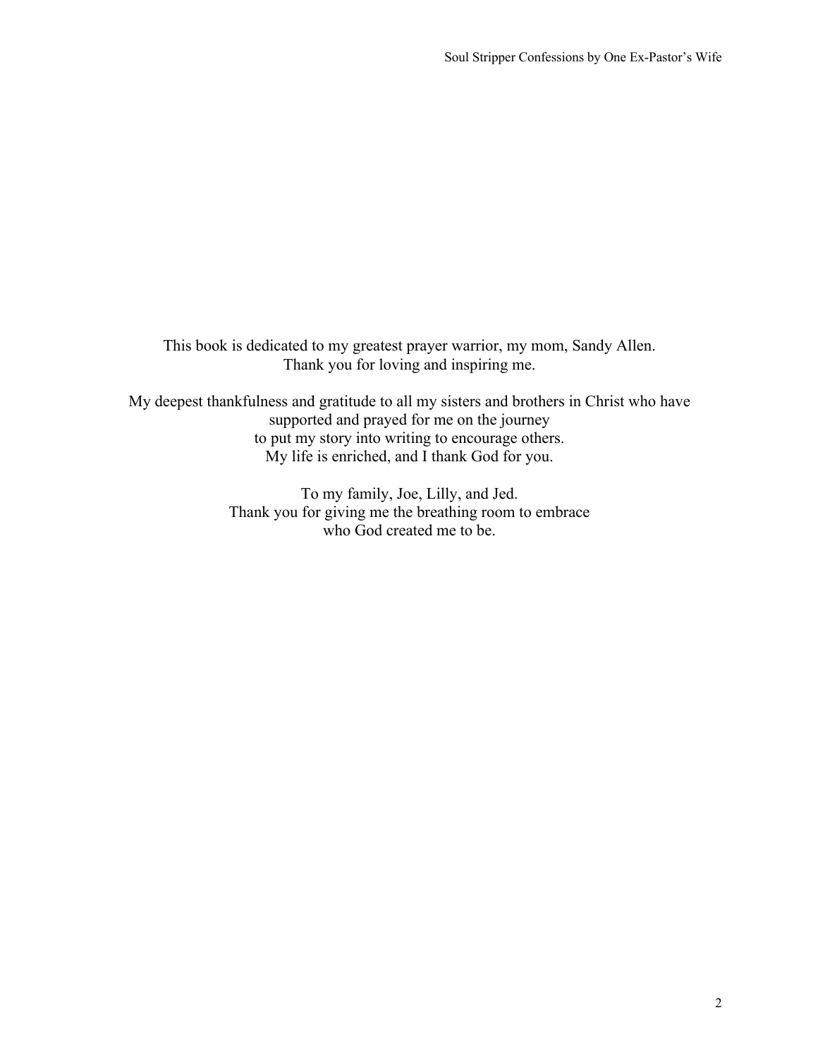This book is dedicated to my greatest prayer warrior, my mom, Sandy Allen.
Thank you for loving and inspiring me.

My deepest thankfulness and gratitude to all my sisters and brothers in Christ who have supported and prayed for me on the journey
to put my story into writing to encourage others.
My life is enriched, and I thank God for you.

To my family, Joe, Lilly, and Jed.
Thank you for giving me the breathing room to embrace
who God created me to be.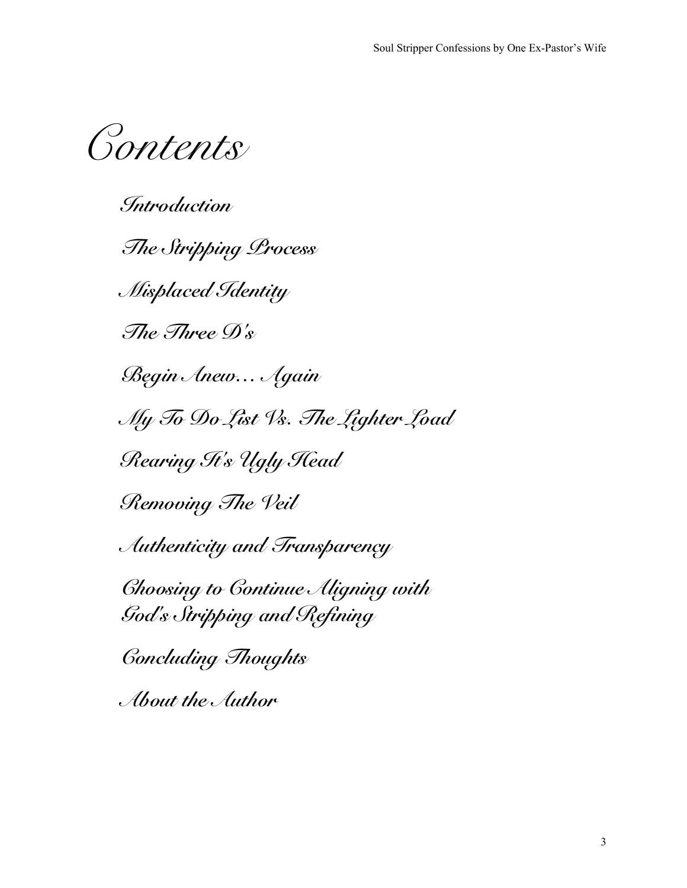# Contents

Introduction

The Stripping Process

Misplaced Identity

The Three D's

Begin Anew… Again

My To Do List Vs. The Lighter Load

Rearing It's Ugly Head

Removing The Veil

Authenticity and Transparency

Choosing to Continue Aligning with God's Stripping and Refining

Concluding Thoughts

About the Author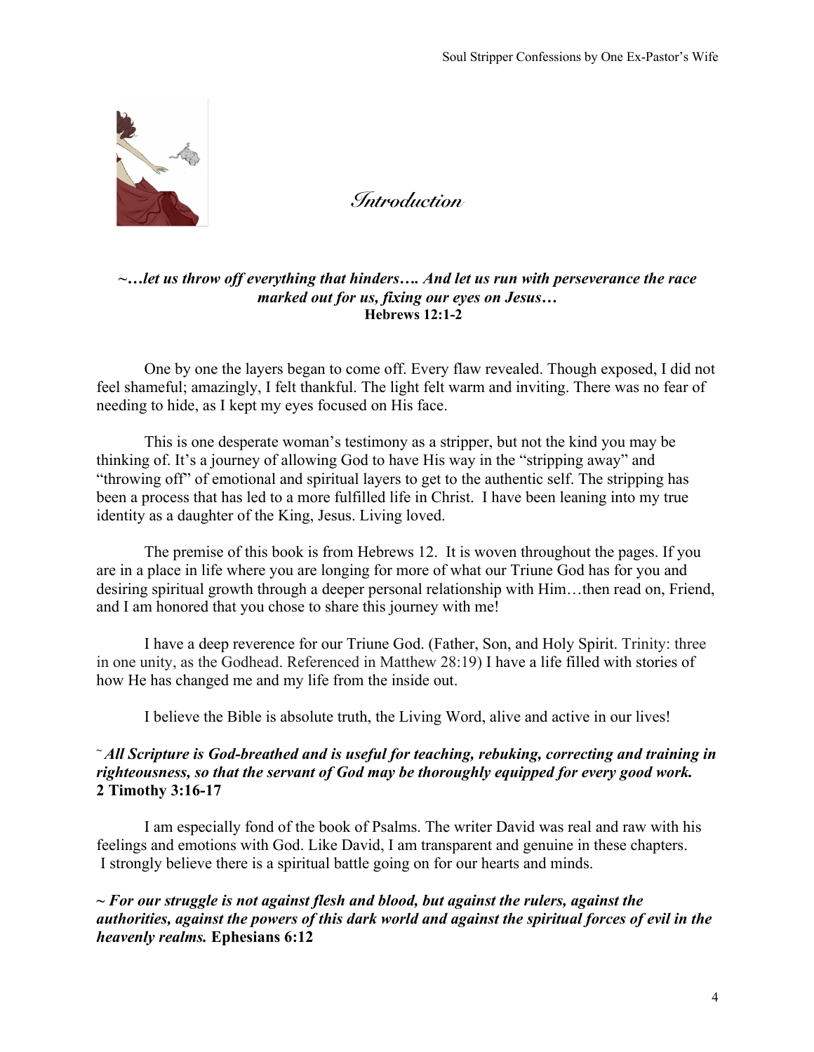# *Introduction*

***~…let us throw off everything that hinders…. And let us run with perseverance the race marked out for us, fixing our eyes on Jesus…***
**Hebrews 12:1-2**

One by one the layers began to come off. Every flaw revealed. Though exposed, I did not feel shameful; amazingly, I felt thankful. The light felt warm and inviting. There was no fear of needing to hide, as I kept my eyes focused on His face.

This is one desperate woman's testimony as a stripper, but not the kind you may be thinking of. It's a journey of allowing God to have His way in the "stripping away" and "throwing off" of emotional and spiritual layers to get to the authentic self. The stripping has been a process that has led to a more fulfilled life in Christ. I have been leaning into my true identity as a daughter of the King, Jesus. Living loved.

The premise of this book is from Hebrews 12. It is woven throughout the pages. If you are in a place in life where you are longing for more of what our Triune God has for you and desiring spiritual growth through a deeper personal relationship with Him…then read on, Friend, and I am honored that you chose to share this journey with me!

I have a deep reverence for our Triune God. (Father, Son, and Holy Spirit. Trinity: three in one unity, as the Godhead. Referenced in Matthew 28:19) I have a life filled with stories of how He has changed me and my life from the inside out.

I believe the Bible is absolute truth, the Living Word, alive and active in our lives!

~ ***All Scripture is God-breathed and is useful for teaching, rebuking, correcting and training in righteousness, so that the servant of God may be thoroughly equipped for every good work.*** **2 Timothy 3:16-17**

I am especially fond of the book of Psalms. The writer David was real and raw with his feelings and emotions with God. Like David, I am transparent and genuine in these chapters. I strongly believe there is a spiritual battle going on for our hearts and minds.

***~ For our struggle is not against flesh and blood, but against the rulers, against the authorities, against the powers of this dark world and against the spiritual forces of evil in the heavenly realms.*** **Ephesians 6:12**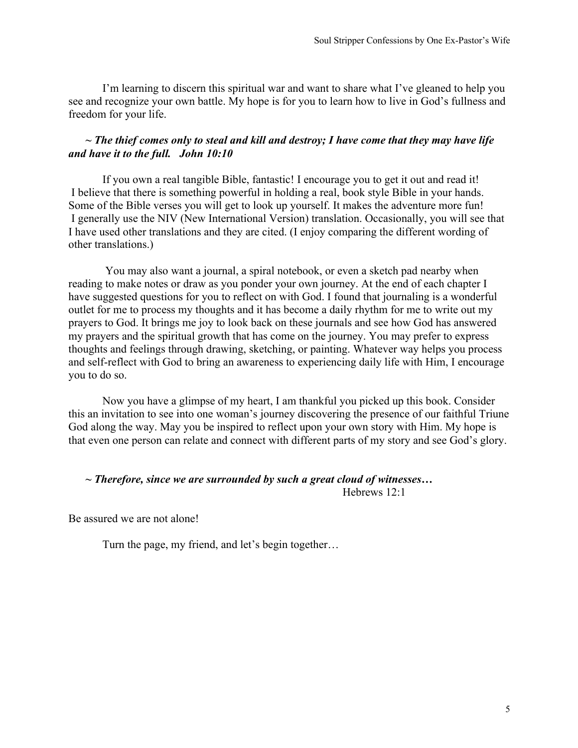I'm learning to discern this spiritual war and want to share what I've gleaned to help you see and recognize your own battle. My hope is for you to learn how to live in God's fullness and freedom for your life.

***~ The thief comes only to steal and kill and destroy; I have come that they may have life and have it to the full. John 10:10***

If you own a real tangible Bible, fantastic! I encourage you to get it out and read it! I believe that there is something powerful in holding a real, book style Bible in your hands. Some of the Bible verses you will get to look up yourself. It makes the adventure more fun! I generally use the NIV (New International Version) translation. Occasionally, you will see that I have used other translations and they are cited. (I enjoy comparing the different wording of other translations.)

You may also want a journal, a spiral notebook, or even a sketch pad nearby when reading to make notes or draw as you ponder your own journey. At the end of each chapter I have suggested questions for you to reflect on with God. I found that journaling is a wonderful outlet for me to process my thoughts and it has become a daily rhythm for me to write out my prayers to God. It brings me joy to look back on these journals and see how God has answered my prayers and the spiritual growth that has come on the journey. You may prefer to express thoughts and feelings through drawing, sketching, or painting. Whatever way helps you process and self-reflect with God to bring an awareness to experiencing daily life with Him, I encourage you to do so.

Now you have a glimpse of my heart, I am thankful you picked up this book. Consider this an invitation to see into one woman's journey discovering the presence of our faithful Triune God along the way. May you be inspired to reflect upon your own story with Him. My hope is that even one person can relate and connect with different parts of my story and see God's glory.

***~ Therefore, since we are surrounded by such a great cloud of witnesses…***
Hebrews 12:1

Be assured we are not alone!

Turn the page, my friend, and let's begin together…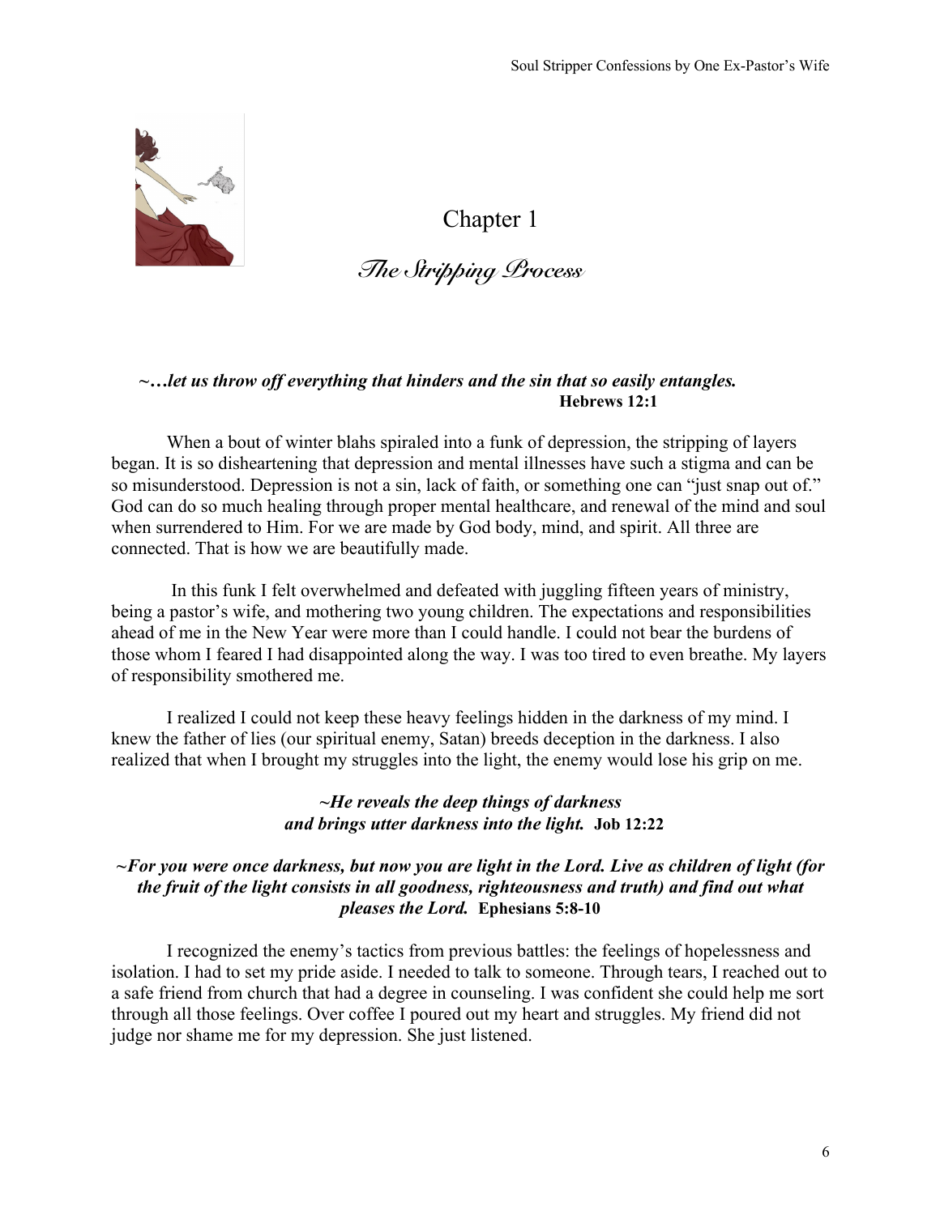# Chapter 1

## *The Stripping Process*

***~…let us throw off everything that hinders and the sin that so easily entangles.***
**Hebrews 12:1**

When a bout of winter blahs spiraled into a funk of depression, the stripping of layers began. It is so disheartening that depression and mental illnesses have such a stigma and can be so misunderstood. Depression is not a sin, lack of faith, or something one can "just snap out of." God can do so much healing through proper mental healthcare, and renewal of the mind and soul when surrendered to Him. For we are made by God body, mind, and spirit. All three are connected. That is how we are beautifully made.

In this funk I felt overwhelmed and defeated with juggling fifteen years of ministry, being a pastor's wife, and mothering two young children. The expectations and responsibilities ahead of me in the New Year were more than I could handle. I could not bear the burdens of those whom I feared I had disappointed along the way. I was too tired to even breathe. My layers of responsibility smothered me.

I realized I could not keep these heavy feelings hidden in the darkness of my mind. I knew the father of lies (our spiritual enemy, Satan) breeds deception in the darkness. I also realized that when I brought my struggles into the light, the enemy would lose his grip on me.

***~He reveals the deep things of darkness***
***and brings utter darkness into the light.*** **Job 12:22**

***~For you were once darkness, but now you are light in the Lord. Live as children of light (for the fruit of the light consists in all goodness, righteousness and truth) and find out what pleases the Lord.*** **Ephesians 5:8-10**

I recognized the enemy's tactics from previous battles: the feelings of hopelessness and isolation. I had to set my pride aside. I needed to talk to someone. Through tears, I reached out to a safe friend from church that had a degree in counseling. I was confident she could help me sort through all those feelings. Over coffee I poured out my heart and struggles. My friend did not judge nor shame me for my depression. She just listened.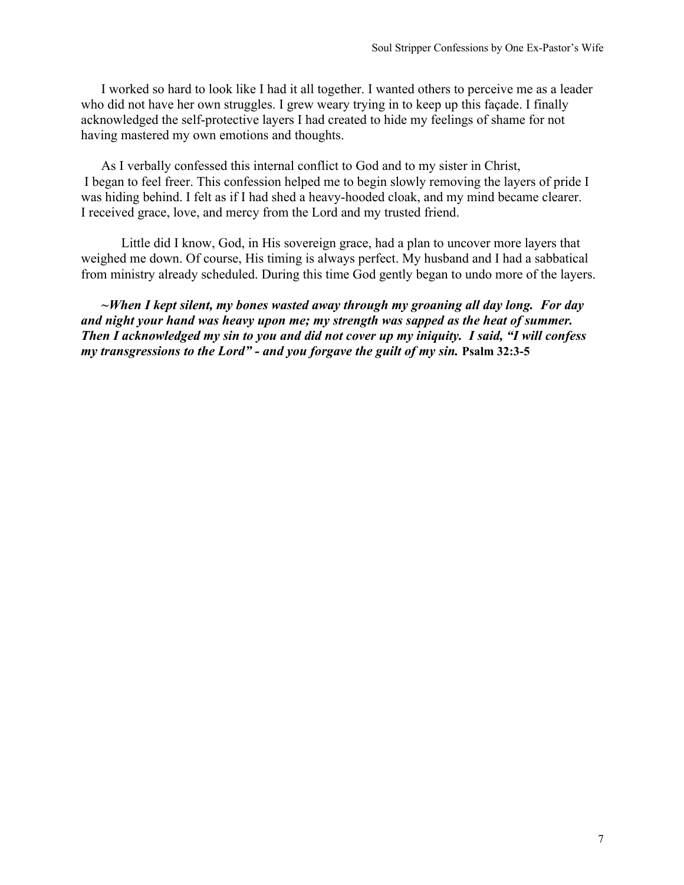I worked so hard to look like I had it all together. I wanted others to perceive me as a leader who did not have her own struggles. I grew weary trying in to keep up this façade. I finally acknowledged the self-protective layers I had created to hide my feelings of shame for not having mastered my own emotions and thoughts.

As I verbally confessed this internal conflict to God and to my sister in Christ, I began to feel freer. This confession helped me to begin slowly removing the layers of pride I was hiding behind. I felt as if I had shed a heavy-hooded cloak, and my mind became clearer. I received grace, love, and mercy from the Lord and my trusted friend.

Little did I know, God, in His sovereign grace, had a plan to uncover more layers that weighed me down. Of course, His timing is always perfect. My husband and I had a sabbatical from ministry already scheduled. During this time God gently began to undo more of the layers.

***~When I kept silent, my bones wasted away through my groaning all day long. For day and night your hand was heavy upon me; my strength was sapped as the heat of summer. Then I acknowledged my sin to you and did not cover up my iniquity. I said, "I will confess my transgressions to the Lord" - and you forgave the guilt of my sin.*** **Psalm 32:3-5**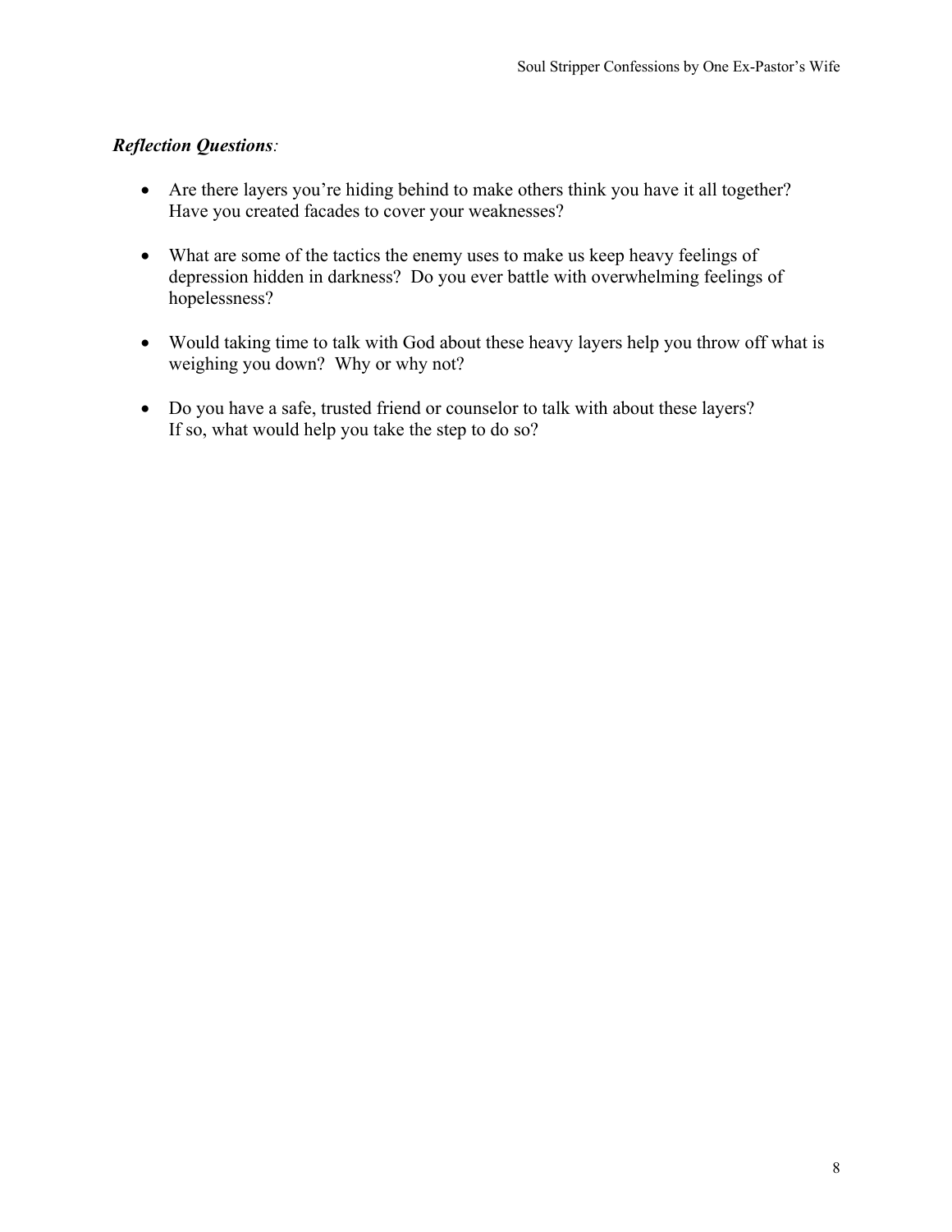***Reflection Questions**:*

- Are there layers you're hiding behind to make others think you have it all together? Have you created facades to cover your weaknesses?
- What are some of the tactics the enemy uses to make us keep heavy feelings of depression hidden in darkness? Do you ever battle with overwhelming feelings of hopelessness?
- Would taking time to talk with God about these heavy layers help you throw off what is weighing you down? Why or why not?
- Do you have a safe, trusted friend or counselor to talk with about these layers? If so, what would help you take the step to do so?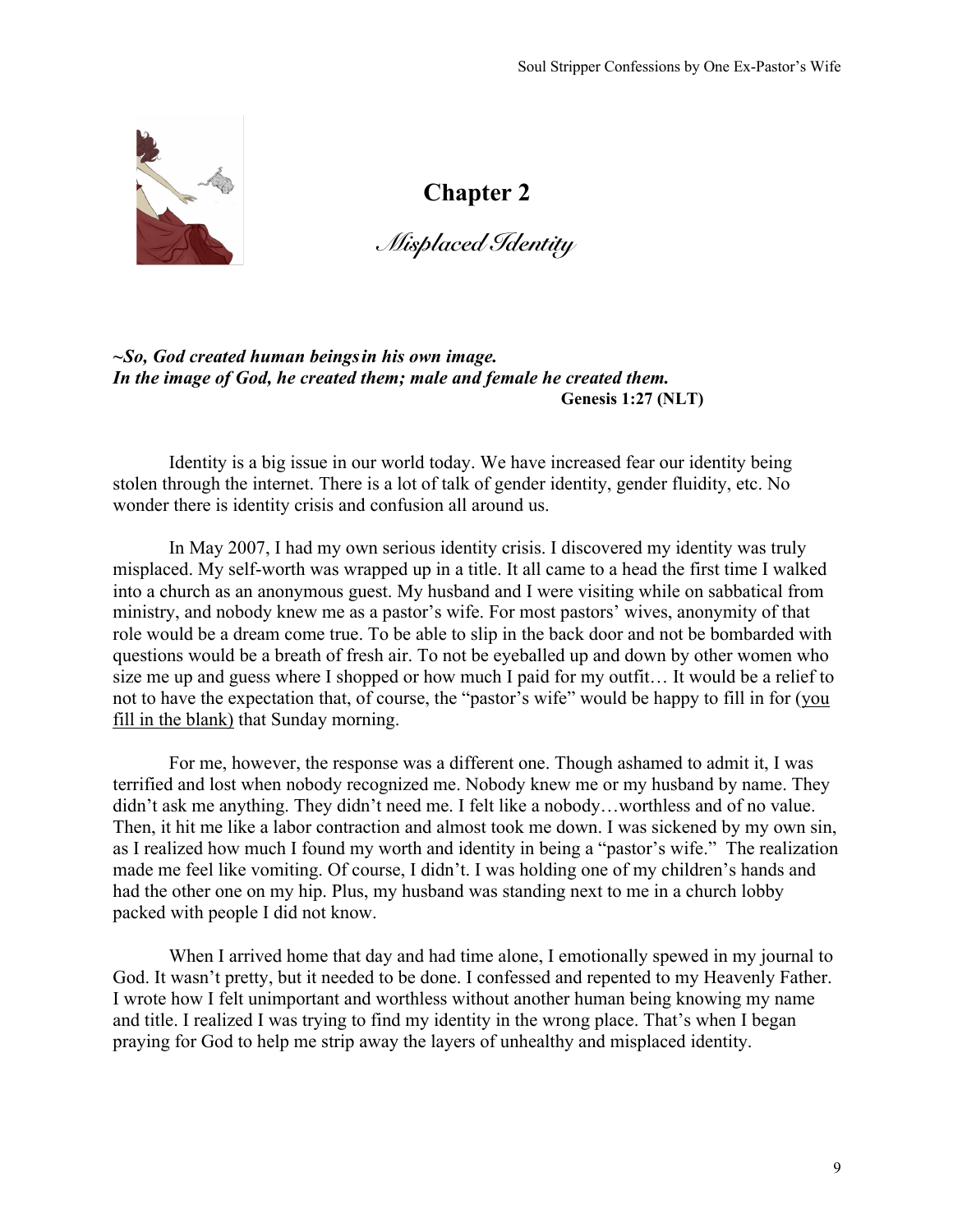# Chapter 2

## *Misplaced Identity*

***~So, God created human beings in his own image.***
***In the image of God, he created them; male and female he created them.***
**Genesis 1:27 (NLT)**

Identity is a big issue in our world today. We have increased fear our identity being stolen through the internet. There is a lot of talk of gender identity, gender fluidity, etc. No wonder there is identity crisis and confusion all around us.

In May 2007, I had my own serious identity crisis. I discovered my identity was truly misplaced. My self-worth was wrapped up in a title. It all came to a head the first time I walked into a church as an anonymous guest. My husband and I were visiting while on sabbatical from ministry, and nobody knew me as a pastor's wife. For most pastors' wives, anonymity of that role would be a dream come true. To be able to slip in the back door and not be bombarded with questions would be a breath of fresh air. To not be eyeballed up and down by other women who size me up and guess where I shopped or how much I paid for my outfit… It would be a relief to not to have the expectation that, of course, the "pastor's wife" would be happy to fill in for (<u>you fill in the blank)</u> that Sunday morning.

For me, however, the response was a different one. Though ashamed to admit it, I was terrified and lost when nobody recognized me. Nobody knew me or my husband by name. They didn't ask me anything. They didn't need me. I felt like a nobody…worthless and of no value. Then, it hit me like a labor contraction and almost took me down. I was sickened by my own sin, as I realized how much I found my worth and identity in being a "pastor's wife." The realization made me feel like vomiting. Of course, I didn't. I was holding one of my children's hands and had the other one on my hip. Plus, my husband was standing next to me in a church lobby packed with people I did not know.

When I arrived home that day and had time alone, I emotionally spewed in my journal to God. It wasn't pretty, but it needed to be done. I confessed and repented to my Heavenly Father. I wrote how I felt unimportant and worthless without another human being knowing my name and title. I realized I was trying to find my identity in the wrong place. That's when I began praying for God to help me strip away the layers of unhealthy and misplaced identity.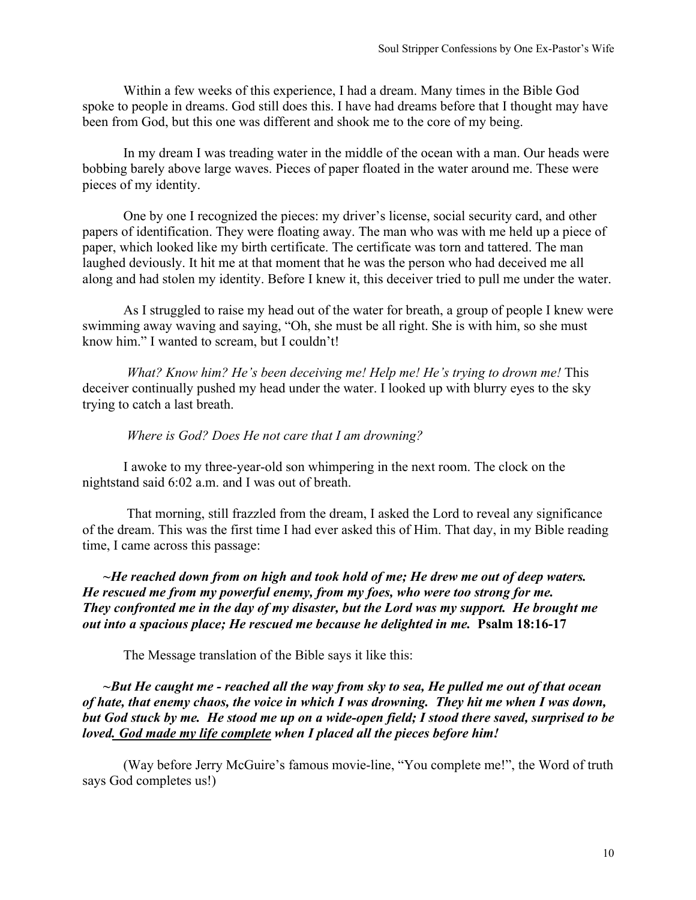Within a few weeks of this experience, I had a dream. Many times in the Bible God spoke to people in dreams. God still does this. I have had dreams before that I thought may have been from God, but this one was different and shook me to the core of my being.

In my dream I was treading water in the middle of the ocean with a man. Our heads were bobbing barely above large waves. Pieces of paper floated in the water around me. These were pieces of my identity.

One by one I recognized the pieces: my driver's license, social security card, and other papers of identification. They were floating away. The man who was with me held up a piece of paper, which looked like my birth certificate. The certificate was torn and tattered. The man laughed deviously. It hit me at that moment that he was the person who had deceived me all along and had stolen my identity. Before I knew it, this deceiver tried to pull me under the water.

As I struggled to raise my head out of the water for breath, a group of people I knew were swimming away waving and saying, "Oh, she must be all right. She is with him, so she must know him." I wanted to scream, but I couldn't!

*What? Know him? He's been deceiving me! Help me! He's trying to drown me!* This deceiver continually pushed my head under the water. I looked up with blurry eyes to the sky trying to catch a last breath.

*Where is God? Does He not care that I am drowning?*

I awoke to my three-year-old son whimpering in the next room. The clock on the nightstand said 6:02 a.m. and I was out of breath.

That morning, still frazzled from the dream, I asked the Lord to reveal any significance of the dream. This was the first time I had ever asked this of Him. That day, in my Bible reading time, I came across this passage:

***~He reached down from on high and took hold of me; He drew me out of deep waters. He rescued me from my powerful enemy, from my foes, who were too strong for me. They confronted me in the day of my disaster, but the Lord was my support. He brought me out into a spacious place; He rescued me because he delighted in me.*** **Psalm 18:16-17**

The Message translation of the Bible says it like this:

***~But He caught me - reached all the way from sky to sea, He pulled me out of that ocean of hate, that enemy chaos, the voice in which I was drowning. They hit me when I was down, but God stuck by me. He stood me up on a wide-open field; I stood there saved, surprised to be loved. <u>God made my life complete</u> when I placed all the pieces before him!***

(Way before Jerry McGuire's famous movie-line, "You complete me!", the Word of truth says God completes us!)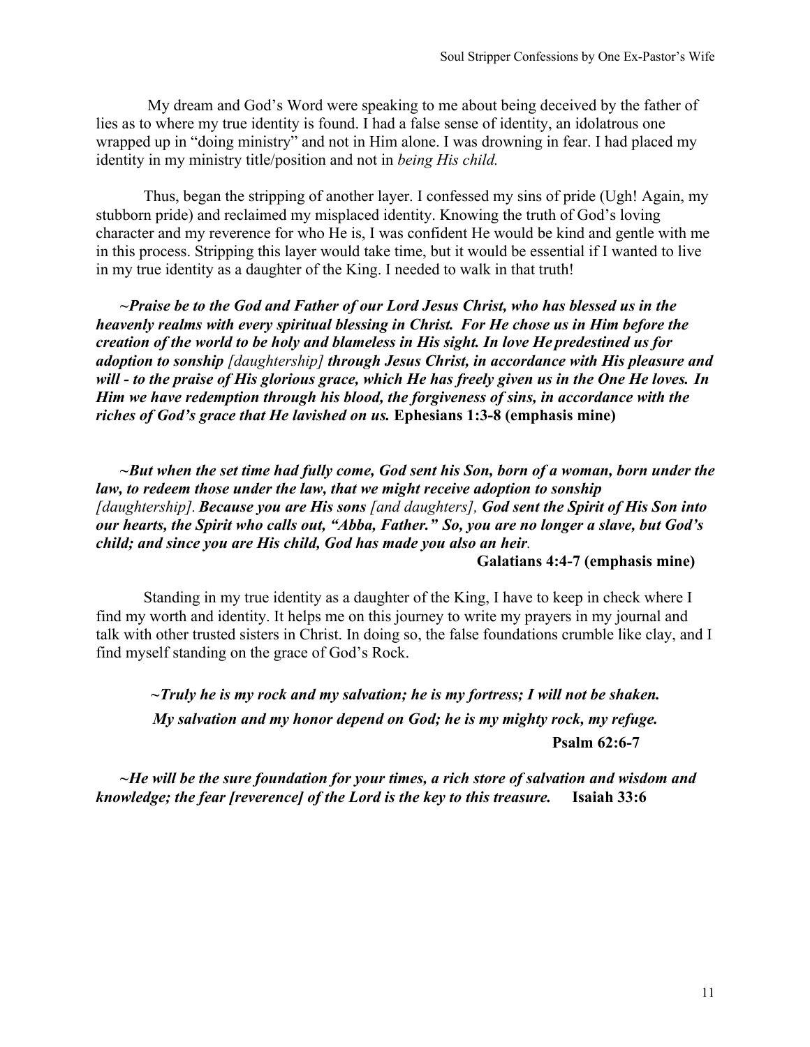My dream and God's Word were speaking to me about being deceived by the father of lies as to where my true identity is found. I had a false sense of identity, an idolatrous one wrapped up in "doing ministry" and not in Him alone. I was drowning in fear. I had placed my identity in my ministry title/position and not in *being His child.*

Thus, began the stripping of another layer. I confessed my sins of pride (Ugh! Again, my stubborn pride) and reclaimed my misplaced identity. Knowing the truth of God's loving character and my reverence for who He is, I was confident He would be kind and gentle with me in this process. Stripping this layer would take time, but it would be essential if I wanted to live in my true identity as a daughter of the King. I needed to walk in that truth!

***~Praise be to the God and Father of our Lord Jesus Christ, who has blessed us in the heavenly realms with every spiritual blessing in Christ. For He chose us in Him before the creation of the world to be holy and blameless in His sight. In love He predestined us for adoption to sonship*** *[daughtership]* ***through Jesus Christ, in accordance with His pleasure and will - to the praise of His glorious grace, which He has freely given us in the One He loves. In Him we have redemption through his blood, the forgiveness of sins, in accordance with the riches of God's grace that He lavished on us.*** **Ephesians 1:3-8 (emphasis mine)**

***~But when the set time had fully come, God sent his Son, born of a woman, born under the law, to redeem those under the law, that we might receive adoption to sonship*** *[daughtership].* ***Because you are His sons*** *[and daughters],* ***God sent the Spirit of His Son into our hearts, the Spirit who calls out, "Abba, Father." So, you are no longer a slave, but God's child; and since you are His child, God has made you also an heir.***

**Galatians 4:4-7 (emphasis mine)**

Standing in my true identity as a daughter of the King, I have to keep in check where I find my worth and identity. It helps me on this journey to write my prayers in my journal and talk with other trusted sisters in Christ. In doing so, the false foundations crumble like clay, and I find myself standing on the grace of God's Rock.

***~Truly he is my rock and my salvation; he is my fortress; I will not be shaken.***
***My salvation and my honor depend on God; he is my mighty rock, my refuge.***

**Psalm 62:6-7**

***~He will be the sure foundation for your times, a rich store of salvation and wisdom and knowledge; the fear [reverence] of the Lord is the key to this treasure.*** **Isaiah 33:6**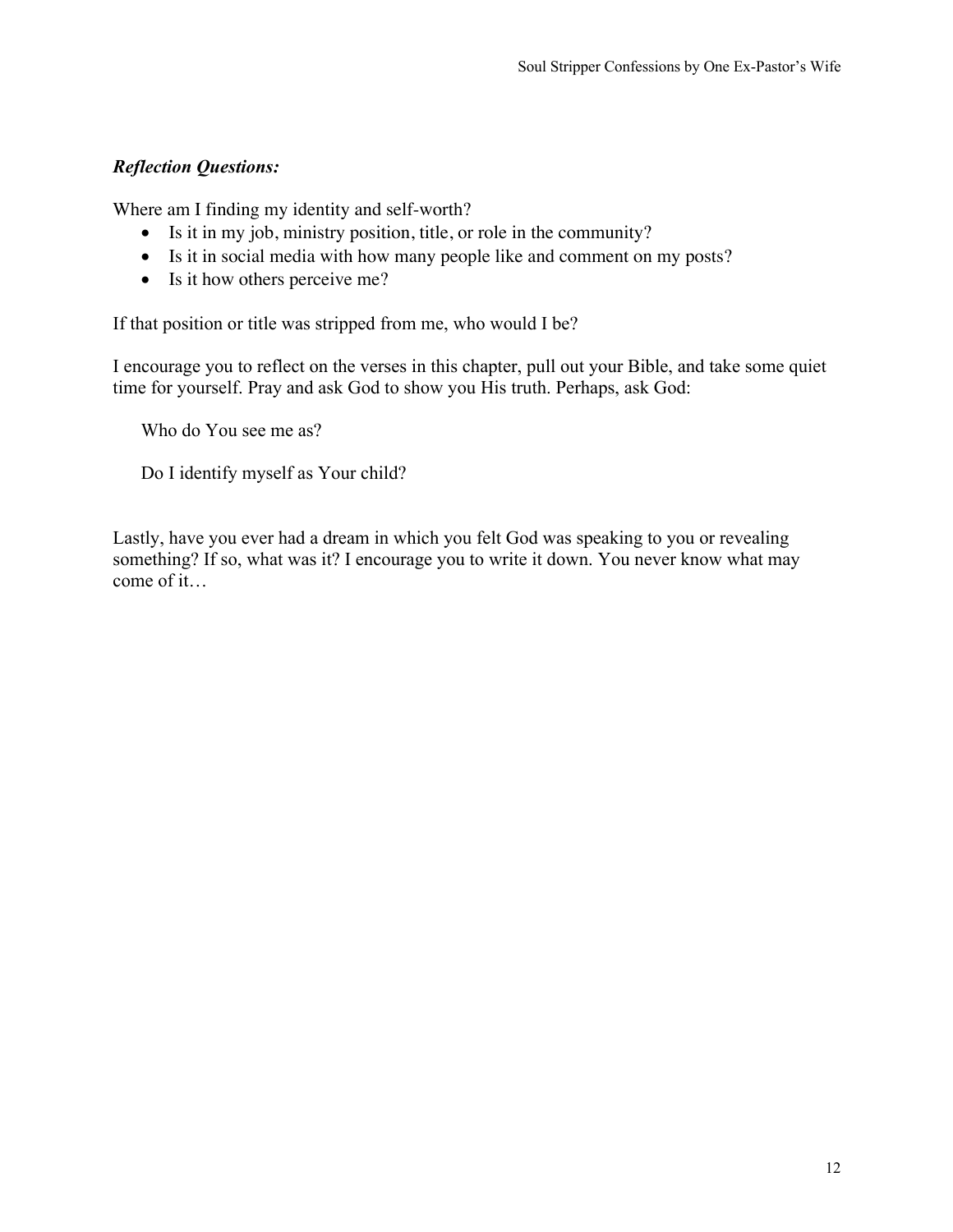***Reflection Questions:***

Where am I finding my identity and self-worth?

- Is it in my job, ministry position, title, or role in the community?
- Is it in social media with how many people like and comment on my posts?
- Is it how others perceive me?

If that position or title was stripped from me, who would I be?

I encourage you to reflect on the verses in this chapter, pull out your Bible, and take some quiet time for yourself. Pray and ask God to show you His truth. Perhaps, ask God:

> Who do You see me as?
>
> Do I identify myself as Your child?

Lastly, have you ever had a dream in which you felt God was speaking to you or revealing something? If so, what was it? I encourage you to write it down. You never know what may come of it…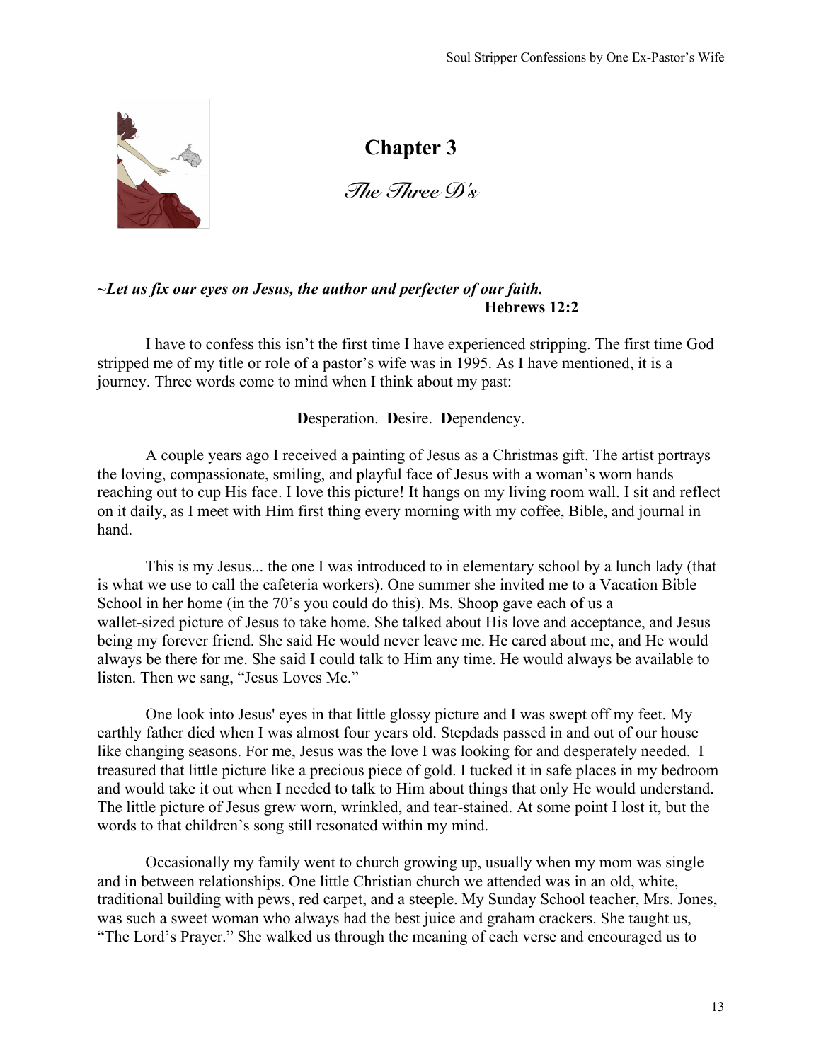# Chapter 3

## *The Three D's*

***~Let us fix our eyes on Jesus, the author and perfecter of our faith.***
**Hebrews 12:2**

I have to confess this isn't the first time I have experienced stripping. The first time God stripped me of my title or role of a pastor's wife was in 1995. As I have mentioned, it is a journey. Three words come to mind when I think about my past:

**D**esperation. **D**esire. **D**ependency.

A couple years ago I received a painting of Jesus as a Christmas gift. The artist portrays the loving, compassionate, smiling, and playful face of Jesus with a woman's worn hands reaching out to cup His face. I love this picture! It hangs on my living room wall. I sit and reflect on it daily, as I meet with Him first thing every morning with my coffee, Bible, and journal in hand.

This is my Jesus... the one I was introduced to in elementary school by a lunch lady (that is what we use to call the cafeteria workers). One summer she invited me to a Vacation Bible School in her home (in the 70's you could do this). Ms. Shoop gave each of us a wallet-sized picture of Jesus to take home. She talked about His love and acceptance, and Jesus being my forever friend. She said He would never leave me. He cared about me, and He would always be there for me. She said I could talk to Him any time. He would always be available to listen. Then we sang, "Jesus Loves Me."

One look into Jesus' eyes in that little glossy picture and I was swept off my feet. My earthly father died when I was almost four years old. Stepdads passed in and out of our house like changing seasons. For me, Jesus was the love I was looking for and desperately needed. I treasured that little picture like a precious piece of gold. I tucked it in safe places in my bedroom and would take it out when I needed to talk to Him about things that only He would understand. The little picture of Jesus grew worn, wrinkled, and tear-stained. At some point I lost it, but the words to that children's song still resonated within my mind.

Occasionally my family went to church growing up, usually when my mom was single and in between relationships. One little Christian church we attended was in an old, white, traditional building with pews, red carpet, and a steeple. My Sunday School teacher, Mrs. Jones, was such a sweet woman who always had the best juice and graham crackers. She taught us, "The Lord's Prayer." She walked us through the meaning of each verse and encouraged us to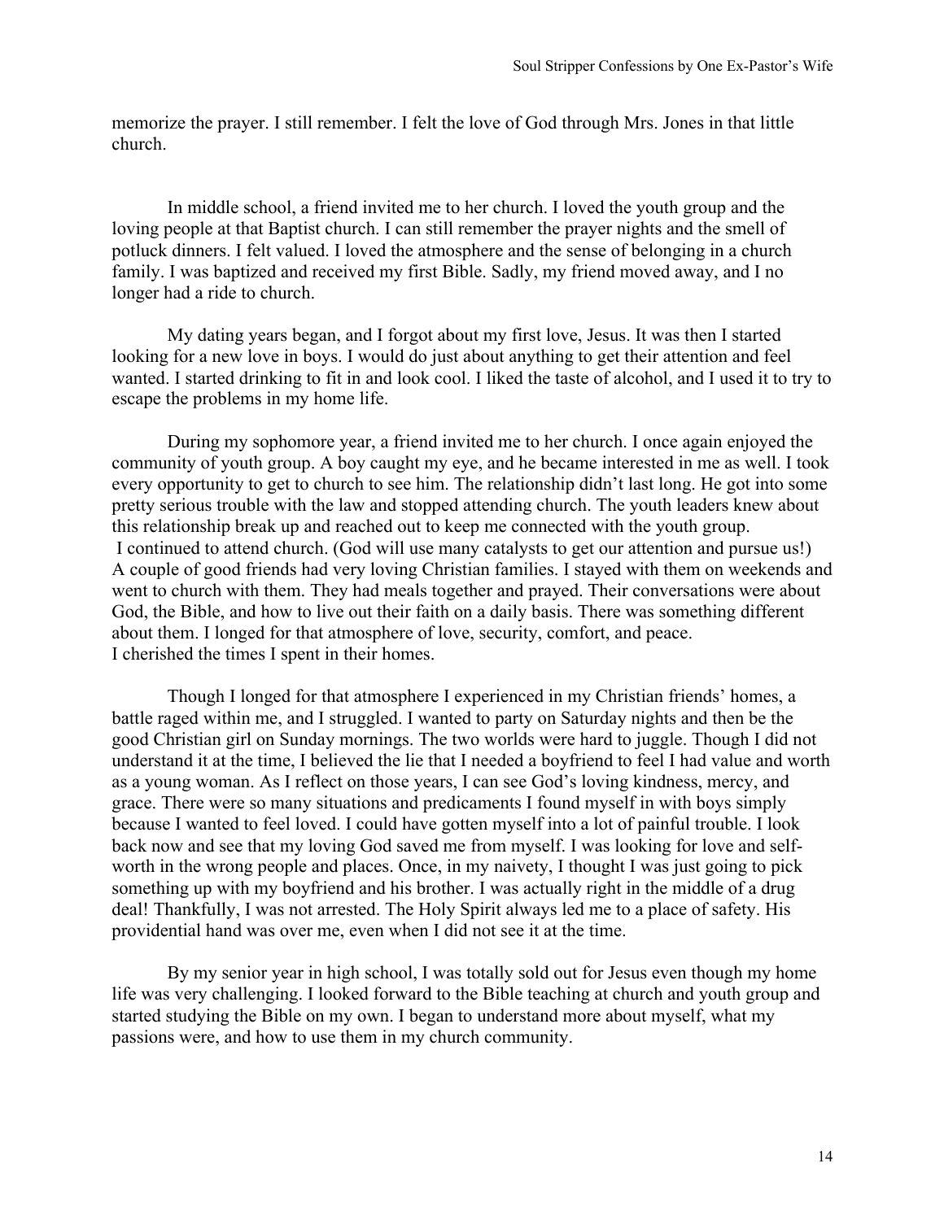memorize the prayer. I still remember. I felt the love of God through Mrs. Jones in that little church.

In middle school, a friend invited me to her church. I loved the youth group and the loving people at that Baptist church. I can still remember the prayer nights and the smell of potluck dinners. I felt valued. I loved the atmosphere and the sense of belonging in a church family. I was baptized and received my first Bible. Sadly, my friend moved away, and I no longer had a ride to church.

My dating years began, and I forgot about my first love, Jesus. It was then I started looking for a new love in boys. I would do just about anything to get their attention and feel wanted. I started drinking to fit in and look cool. I liked the taste of alcohol, and I used it to try to escape the problems in my home life.

During my sophomore year, a friend invited me to her church. I once again enjoyed the community of youth group. A boy caught my eye, and he became interested in me as well. I took every opportunity to get to church to see him. The relationship didn't last long. He got into some pretty serious trouble with the law and stopped attending church. The youth leaders knew about this relationship break up and reached out to keep me connected with the youth group.
I continued to attend church. (God will use many catalysts to get our attention and pursue us!) A couple of good friends had very loving Christian families. I stayed with them on weekends and went to church with them. They had meals together and prayed. Their conversations were about God, the Bible, and how to live out their faith on a daily basis. There was something different about them. I longed for that atmosphere of love, security, comfort, and peace.
I cherished the times I spent in their homes.

Though I longed for that atmosphere I experienced in my Christian friends' homes, a battle raged within me, and I struggled. I wanted to party on Saturday nights and then be the good Christian girl on Sunday mornings. The two worlds were hard to juggle. Though I did not understand it at the time, I believed the lie that I needed a boyfriend to feel I had value and worth as a young woman. As I reflect on those years, I can see God's loving kindness, mercy, and grace. There were so many situations and predicaments I found myself in with boys simply because I wanted to feel loved. I could have gotten myself into a lot of painful trouble. I look back now and see that my loving God saved me from myself. I was looking for love and self-worth in the wrong people and places. Once, in my naivety, I thought I was just going to pick something up with my boyfriend and his brother. I was actually right in the middle of a drug deal! Thankfully, I was not arrested. The Holy Spirit always led me to a place of safety. His providential hand was over me, even when I did not see it at the time.

By my senior year in high school, I was totally sold out for Jesus even though my home life was very challenging. I looked forward to the Bible teaching at church and youth group and started studying the Bible on my own. I began to understand more about myself, what my passions were, and how to use them in my church community.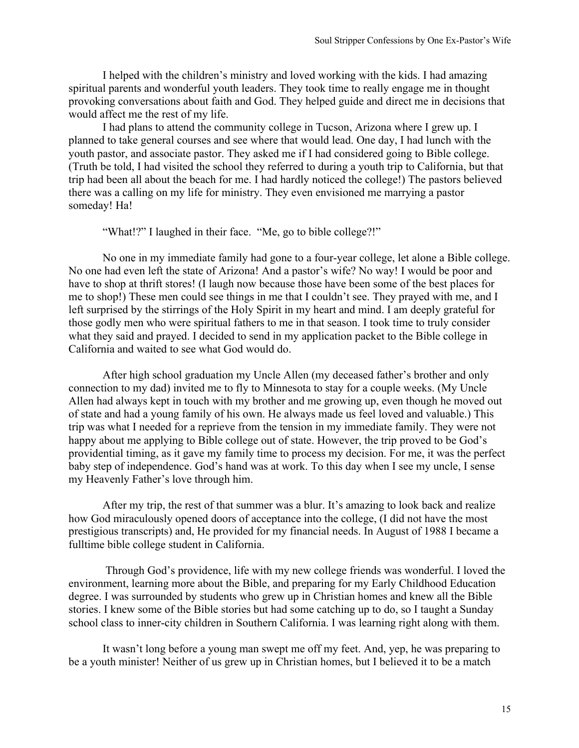I helped with the children's ministry and loved working with the kids. I had amazing spiritual parents and wonderful youth leaders. They took time to really engage me in thought provoking conversations about faith and God. They helped guide and direct me in decisions that would affect me the rest of my life.

I had plans to attend the community college in Tucson, Arizona where I grew up. I planned to take general courses and see where that would lead. One day, I had lunch with the youth pastor, and associate pastor. They asked me if I had considered going to Bible college. (Truth be told, I had visited the school they referred to during a youth trip to California, but that trip had been all about the beach for me. I had hardly noticed the college!) The pastors believed there was a calling on my life for ministry. They even envisioned me marrying a pastor someday! Ha!

"What!?" I laughed in their face. "Me, go to bible college?!"

No one in my immediate family had gone to a four-year college, let alone a Bible college. No one had even left the state of Arizona! And a pastor's wife? No way! I would be poor and have to shop at thrift stores! (I laugh now because those have been some of the best places for me to shop!) These men could see things in me that I couldn't see. They prayed with me, and I left surprised by the stirrings of the Holy Spirit in my heart and mind. I am deeply grateful for those godly men who were spiritual fathers to me in that season. I took time to truly consider what they said and prayed. I decided to send in my application packet to the Bible college in California and waited to see what God would do.

After high school graduation my Uncle Allen (my deceased father's brother and only connection to my dad) invited me to fly to Minnesota to stay for a couple weeks. (My Uncle Allen had always kept in touch with my brother and me growing up, even though he moved out of state and had a young family of his own. He always made us feel loved and valuable.) This trip was what I needed for a reprieve from the tension in my immediate family. They were not happy about me applying to Bible college out of state. However, the trip proved to be God's providential timing, as it gave my family time to process my decision. For me, it was the perfect baby step of independence. God's hand was at work. To this day when I see my uncle, I sense my Heavenly Father's love through him.

After my trip, the rest of that summer was a blur. It's amazing to look back and realize how God miraculously opened doors of acceptance into the college, (I did not have the most prestigious transcripts) and, He provided for my financial needs. In August of 1988 I became a fulltime bible college student in California.

Through God's providence, life with my new college friends was wonderful. I loved the environment, learning more about the Bible, and preparing for my Early Childhood Education degree. I was surrounded by students who grew up in Christian homes and knew all the Bible stories. I knew some of the Bible stories but had some catching up to do, so I taught a Sunday school class to inner-city children in Southern California. I was learning right along with them.

It wasn't long before a young man swept me off my feet. And, yep, he was preparing to be a youth minister! Neither of us grew up in Christian homes, but I believed it to be a match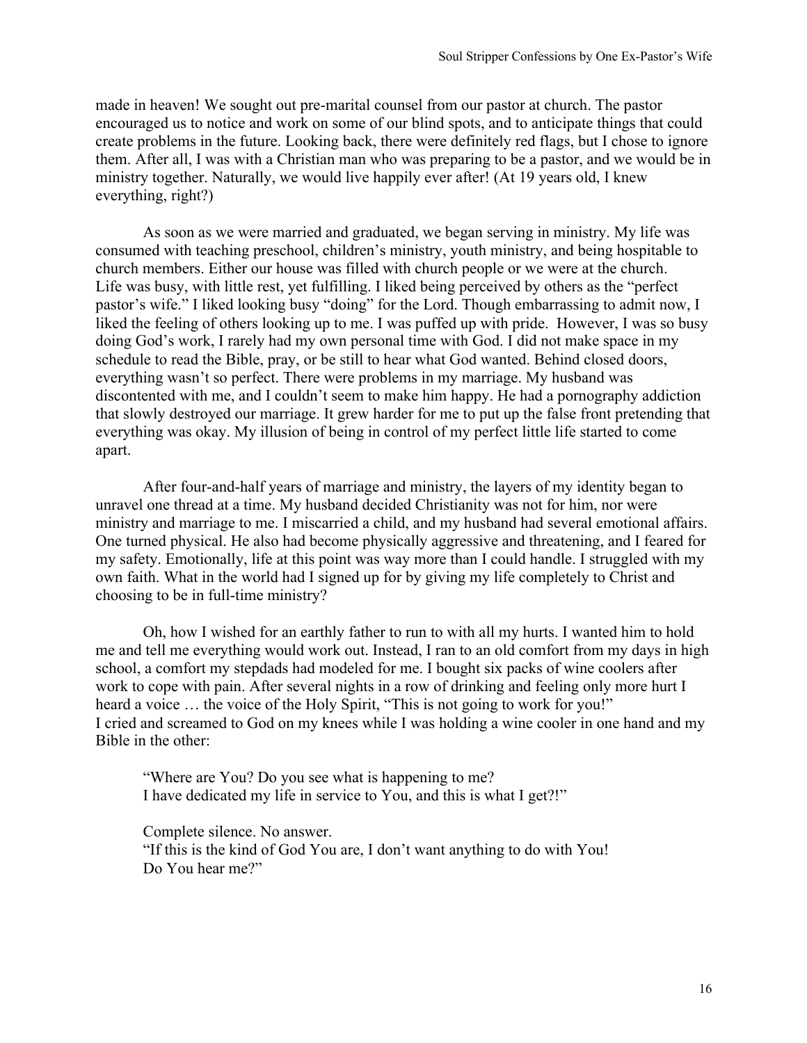made in heaven! We sought out pre-marital counsel from our pastor at church. The pastor encouraged us to notice and work on some of our blind spots, and to anticipate things that could create problems in the future. Looking back, there were definitely red flags, but I chose to ignore them. After all, I was with a Christian man who was preparing to be a pastor, and we would be in ministry together. Naturally, we would live happily ever after! (At 19 years old, I knew everything, right?)

As soon as we were married and graduated, we began serving in ministry. My life was consumed with teaching preschool, children's ministry, youth ministry, and being hospitable to church members. Either our house was filled with church people or we were at the church. Life was busy, with little rest, yet fulfilling. I liked being perceived by others as the "perfect pastor's wife." I liked looking busy "doing" for the Lord. Though embarrassing to admit now, I liked the feeling of others looking up to me. I was puffed up with pride. However, I was so busy doing God's work, I rarely had my own personal time with God. I did not make space in my schedule to read the Bible, pray, or be still to hear what God wanted. Behind closed doors, everything wasn't so perfect. There were problems in my marriage. My husband was discontented with me, and I couldn't seem to make him happy. He had a pornography addiction that slowly destroyed our marriage. It grew harder for me to put up the false front pretending that everything was okay. My illusion of being in control of my perfect little life started to come apart.

After four-and-half years of marriage and ministry, the layers of my identity began to unravel one thread at a time. My husband decided Christianity was not for him, nor were ministry and marriage to me. I miscarried a child, and my husband had several emotional affairs. One turned physical. He also had become physically aggressive and threatening, and I feared for my safety. Emotionally, life at this point was way more than I could handle. I struggled with my own faith. What in the world had I signed up for by giving my life completely to Christ and choosing to be in full-time ministry?

Oh, how I wished for an earthly father to run to with all my hurts. I wanted him to hold me and tell me everything would work out. Instead, I ran to an old comfort from my days in high school, a comfort my stepdads had modeled for me. I bought six packs of wine coolers after work to cope with pain. After several nights in a row of drinking and feeling only more hurt I heard a voice … the voice of the Holy Spirit, "This is not going to work for you!"
I cried and screamed to God on my knees while I was holding a wine cooler in one hand and my Bible in the other:

> "Where are You? Do you see what is happening to me?
> I have dedicated my life in service to You, and this is what I get?!"
>
> Complete silence. No answer.
> "If this is the kind of God You are, I don't want anything to do with You!
> Do You hear me?"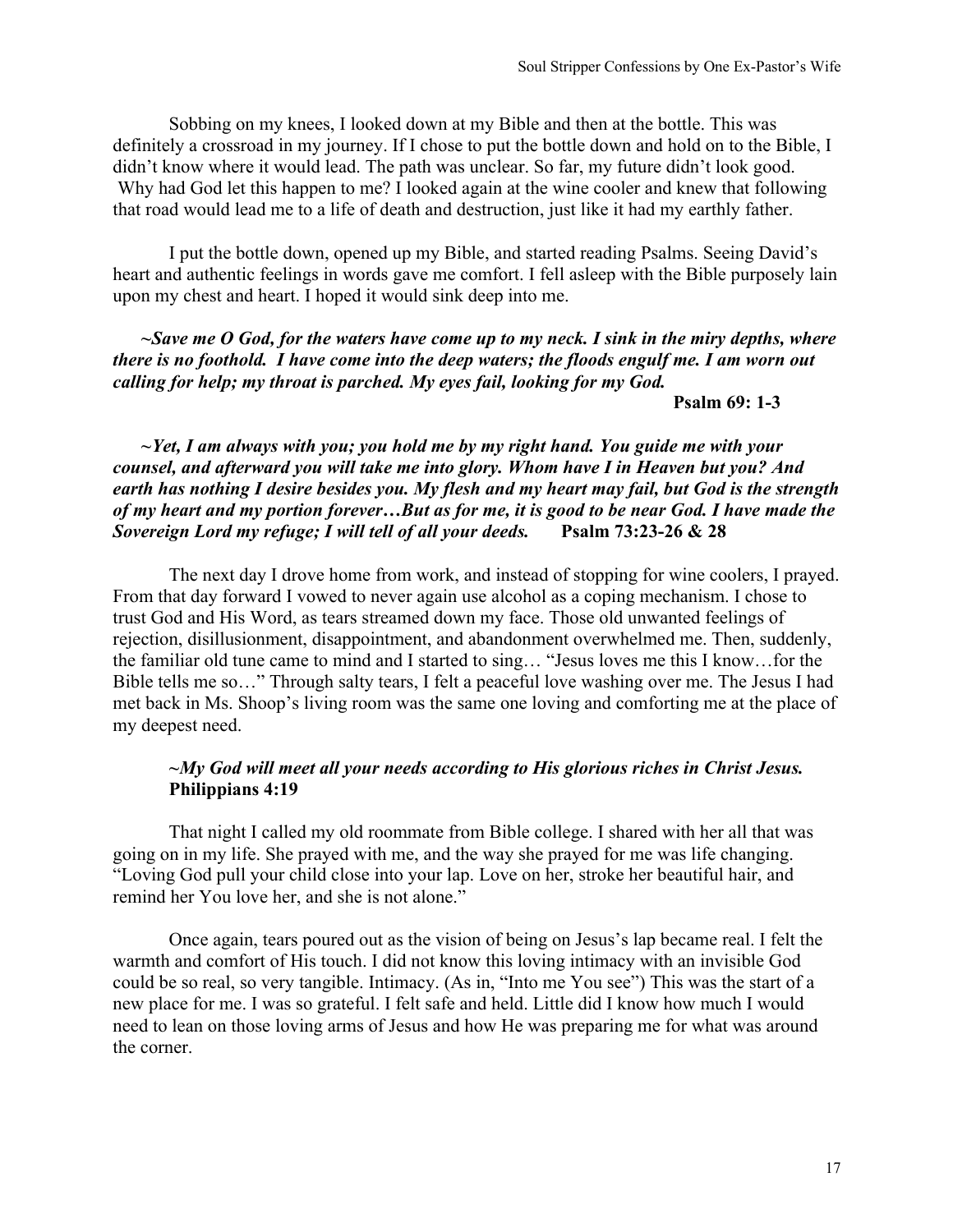Sobbing on my knees, I looked down at my Bible and then at the bottle. This was definitely a crossroad in my journey. If I chose to put the bottle down and hold on to the Bible, I didn't know where it would lead. The path was unclear. So far, my future didn't look good. Why had God let this happen to me? I looked again at the wine cooler and knew that following that road would lead me to a life of death and destruction, just like it had my earthly father.

I put the bottle down, opened up my Bible, and started reading Psalms. Seeing David's heart and authentic feelings in words gave me comfort. I fell asleep with the Bible purposely lain upon my chest and heart. I hoped it would sink deep into me.

***~Save me O God, for the waters have come up to my neck. I sink in the miry depths, where there is no foothold. I have come into the deep waters; the floods engulf me. I am worn out calling for help; my throat is parched. My eyes fail, looking for my God.***
**Psalm 69: 1-3**

***~Yet, I am always with you; you hold me by my right hand. You guide me with your counsel, and afterward you will take me into glory. Whom have I in Heaven but you? And earth has nothing I desire besides you. My flesh and my heart may fail, but God is the strength of my heart and my portion forever…But as for me, it is good to be near God. I have made the Sovereign Lord my refuge; I will tell of all your deeds.*** **Psalm 73:23-26 & 28**

The next day I drove home from work, and instead of stopping for wine coolers, I prayed. From that day forward I vowed to never again use alcohol as a coping mechanism. I chose to trust God and His Word, as tears streamed down my face. Those old unwanted feelings of rejection, disillusionment, disappointment, and abandonment overwhelmed me. Then, suddenly, the familiar old tune came to mind and I started to sing… "Jesus loves me this I know…for the Bible tells me so…" Through salty tears, I felt a peaceful love washing over me. The Jesus I had met back in Ms. Shoop's living room was the same one loving and comforting me at the place of my deepest need.

***~My God will meet all your needs according to His glorious riches in Christ Jesus.*** **Philippians 4:19**

That night I called my old roommate from Bible college. I shared with her all that was going on in my life. She prayed with me, and the way she prayed for me was life changing. "Loving God pull your child close into your lap. Love on her, stroke her beautiful hair, and remind her You love her, and she is not alone."

Once again, tears poured out as the vision of being on Jesus's lap became real. I felt the warmth and comfort of His touch. I did not know this loving intimacy with an invisible God could be so real, so very tangible. Intimacy. (As in, "Into me You see") This was the start of a new place for me. I was so grateful. I felt safe and held. Little did I know how much I would need to lean on those loving arms of Jesus and how He was preparing me for what was around the corner.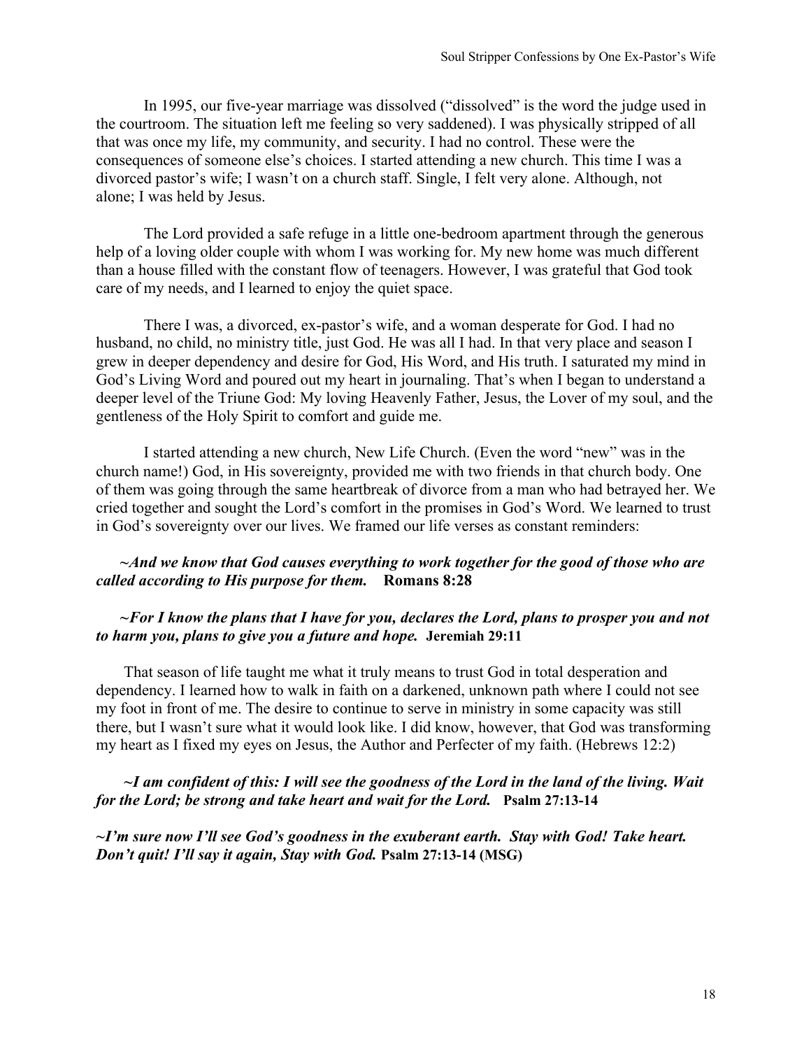In 1995, our five-year marriage was dissolved ("dissolved" is the word the judge used in the courtroom. The situation left me feeling so very saddened). I was physically stripped of all that was once my life, my community, and security. I had no control. These were the consequences of someone else's choices. I started attending a new church. This time I was a divorced pastor's wife; I wasn't on a church staff. Single, I felt very alone. Although, not alone; I was held by Jesus.

The Lord provided a safe refuge in a little one-bedroom apartment through the generous help of a loving older couple with whom I was working for. My new home was much different than a house filled with the constant flow of teenagers. However, I was grateful that God took care of my needs, and I learned to enjoy the quiet space.

There I was, a divorced, ex-pastor's wife, and a woman desperate for God. I had no husband, no child, no ministry title, just God. He was all I had. In that very place and season I grew in deeper dependency and desire for God, His Word, and His truth. I saturated my mind in God's Living Word and poured out my heart in journaling. That's when I began to understand a deeper level of the Triune God: My loving Heavenly Father, Jesus, the Lover of my soul, and the gentleness of the Holy Spirit to comfort and guide me.

I started attending a new church, New Life Church. (Even the word "new" was in the church name!) God, in His sovereignty, provided me with two friends in that church body. One of them was going through the same heartbreak of divorce from a man who had betrayed her. We cried together and sought the Lord's comfort in the promises in God's Word. We learned to trust in God's sovereignty over our lives. We framed our life verses as constant reminders:

***~And we know that God causes everything to work together for the good of those who are called according to His purpose for them.*** **Romans 8:28**

***~For I know the plans that I have for you, declares the Lord, plans to prosper you and not to harm you, plans to give you a future and hope.*** **Jeremiah 29:11**

That season of life taught me what it truly means to trust God in total desperation and dependency. I learned how to walk in faith on a darkened, unknown path where I could not see my foot in front of me. The desire to continue to serve in ministry in some capacity was still there, but I wasn't sure what it would look like. I did know, however, that God was transforming my heart as I fixed my eyes on Jesus, the Author and Perfecter of my faith. (Hebrews 12:2)

***~I am confident of this: I will see the goodness of the Lord in the land of the living. Wait for the Lord; be strong and take heart and wait for the Lord.*** **Psalm 27:13-14**

***~I'm sure now I'll see God's goodness in the exuberant earth. Stay with God! Take heart. Don't quit! I'll say it again, Stay with God.*** **Psalm 27:13-14 (MSG)**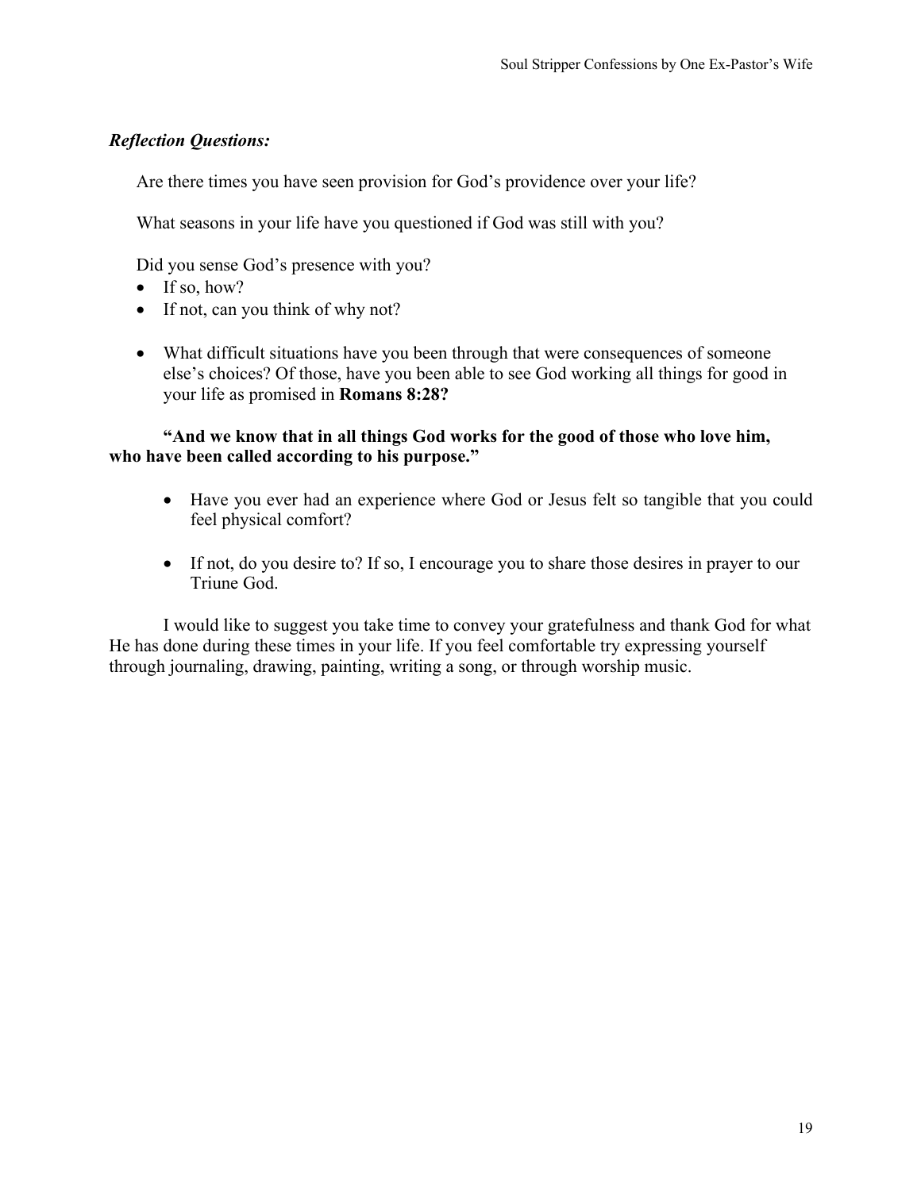***Reflection Questions:***

Are there times you have seen provision for God's providence over your life?

What seasons in your life have you questioned if God was still with you?

Did you sense God's presence with you?

- If so, how?
- If not, can you think of why not?

- What difficult situations have you been through that were consequences of someone else's choices? Of those, have you been able to see God working all things for good in your life as promised in **Romans 8:28?**

**"And we know that in all things God works for the good of those who love him, who have been called according to his purpose."**

- Have you ever had an experience where God or Jesus felt so tangible that you could feel physical comfort?

- If not, do you desire to? If so, I encourage you to share those desires in prayer to our Triune God.

I would like to suggest you take time to convey your gratefulness and thank God for what He has done during these times in your life. If you feel comfortable try expressing yourself through journaling, drawing, painting, writing a song, or through worship music.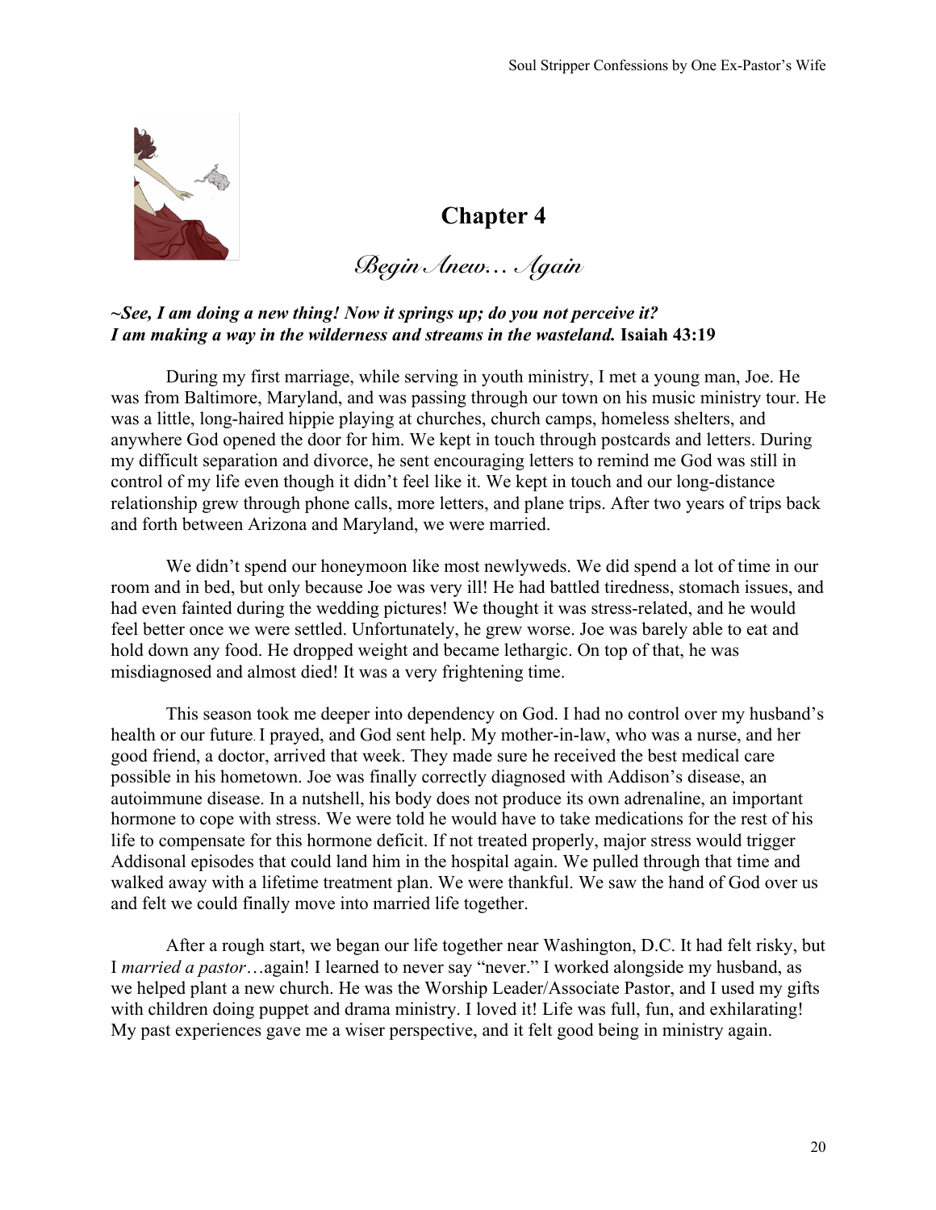# Chapter 4

## *Begin Anew… Again*

***~See, I am doing a new thing! Now it springs up; do you not perceive it? I am making a way in the wilderness and streams in the wasteland.*** **Isaiah 43:19**

During my first marriage, while serving in youth ministry, I met a young man, Joe. He was from Baltimore, Maryland, and was passing through our town on his music ministry tour. He was a little, long-haired hippie playing at churches, church camps, homeless shelters, and anywhere God opened the door for him. We kept in touch through postcards and letters. During my difficult separation and divorce, he sent encouraging letters to remind me God was still in control of my life even though it didn't feel like it. We kept in touch and our long-distance relationship grew through phone calls, more letters, and plane trips. After two years of trips back and forth between Arizona and Maryland, we were married.

We didn't spend our honeymoon like most newlyweds. We did spend a lot of time in our room and in bed, but only because Joe was very ill! He had battled tiredness, stomach issues, and had even fainted during the wedding pictures! We thought it was stress-related, and he would feel better once we were settled. Unfortunately, he grew worse. Joe was barely able to eat and hold down any food. He dropped weight and became lethargic. On top of that, he was misdiagnosed and almost died! It was a very frightening time.

This season took me deeper into dependency on God. I had no control over my husband's health or our future. I prayed, and God sent help. My mother-in-law, who was a nurse, and her good friend, a doctor, arrived that week. They made sure he received the best medical care possible in his hometown. Joe was finally correctly diagnosed with Addison's disease, an autoimmune disease. In a nutshell, his body does not produce its own adrenaline, an important hormone to cope with stress. We were told he would have to take medications for the rest of his life to compensate for this hormone deficit. If not treated properly, major stress would trigger Addisonal episodes that could land him in the hospital again. We pulled through that time and walked away with a lifetime treatment plan. We were thankful. We saw the hand of God over us and felt we could finally move into married life together.

After a rough start, we began our life together near Washington, D.C. It had felt risky, but I *married a pastor*…again! I learned to never say "never." I worked alongside my husband, as we helped plant a new church. He was the Worship Leader/Associate Pastor, and I used my gifts with children doing puppet and drama ministry. I loved it! Life was full, fun, and exhilarating! My past experiences gave me a wiser perspective, and it felt good being in ministry again.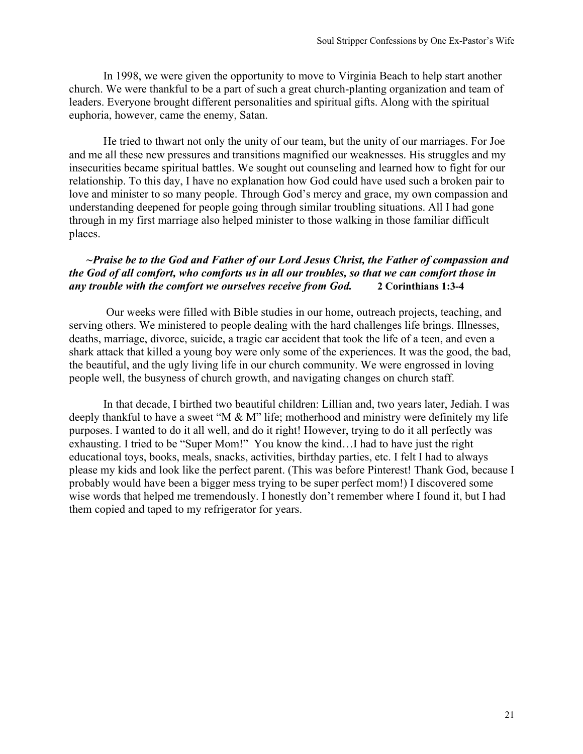In 1998, we were given the opportunity to move to Virginia Beach to help start another church. We were thankful to be a part of such a great church-planting organization and team of leaders. Everyone brought different personalities and spiritual gifts. Along with the spiritual euphoria, however, came the enemy, Satan.

He tried to thwart not only the unity of our team, but the unity of our marriages. For Joe and me all these new pressures and transitions magnified our weaknesses. His struggles and my insecurities became spiritual battles. We sought out counseling and learned how to fight for our relationship. To this day, I have no explanation how God could have used such a broken pair to love and minister to so many people. Through God's mercy and grace, my own compassion and understanding deepened for people going through similar troubling situations. All I had gone through in my first marriage also helped minister to those walking in those familiar difficult places.

***~Praise be to the God and Father of our Lord Jesus Christ, the Father of compassion and the God of all comfort, who comforts us in all our troubles, so that we can comfort those in any trouble with the comfort we ourselves receive from God.*** **2 Corinthians 1:3-4**

Our weeks were filled with Bible studies in our home, outreach projects, teaching, and serving others. We ministered to people dealing with the hard challenges life brings. Illnesses, deaths, marriage, divorce, suicide, a tragic car accident that took the life of a teen, and even a shark attack that killed a young boy were only some of the experiences. It was the good, the bad, the beautiful, and the ugly living life in our church community. We were engrossed in loving people well, the busyness of church growth, and navigating changes on church staff.

In that decade, I birthed two beautiful children: Lillian and, two years later, Jediah. I was deeply thankful to have a sweet "M & M" life; motherhood and ministry were definitely my life purposes. I wanted to do it all well, and do it right! However, trying to do it all perfectly was exhausting. I tried to be "Super Mom!" You know the kind…I had to have just the right educational toys, books, meals, snacks, activities, birthday parties, etc. I felt I had to always please my kids and look like the perfect parent. (This was before Pinterest! Thank God, because I probably would have been a bigger mess trying to be super perfect mom!) I discovered some wise words that helped me tremendously. I honestly don't remember where I found it, but I had them copied and taped to my refrigerator for years.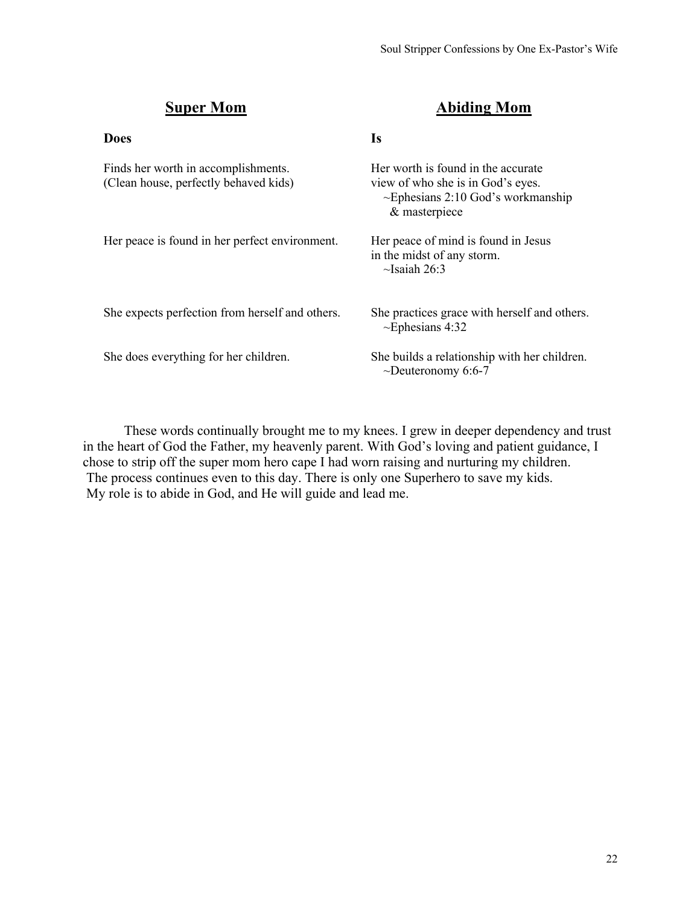| Super Mom | Abiding Mom |
| --- | --- |
| **Does** | **Is** |
| Finds her worth in accomplishments. (Clean house, perfectly behaved kids) | Her worth is found in the accurate view of who she is in God's eyes. ~Ephesians 2:10 God's workmanship & masterpiece |
| Her peace is found in her perfect environment. | Her peace of mind is found in Jesus in the midst of any storm. ~Isaiah 26:3 |
| She expects perfection from herself and others. | She practices grace with herself and others. ~Ephesians 4:32 |
| She does everything for her children. | She builds a relationship with her children. ~Deuteronomy 6:6-7 |

These words continually brought me to my knees. I grew in deeper dependency and trust in the heart of God the Father, my heavenly parent. With God's loving and patient guidance, I chose to strip off the super mom hero cape I had worn raising and nurturing my children. The process continues even to this day. There is only one Superhero to save my kids. My role is to abide in God, and He will guide and lead me.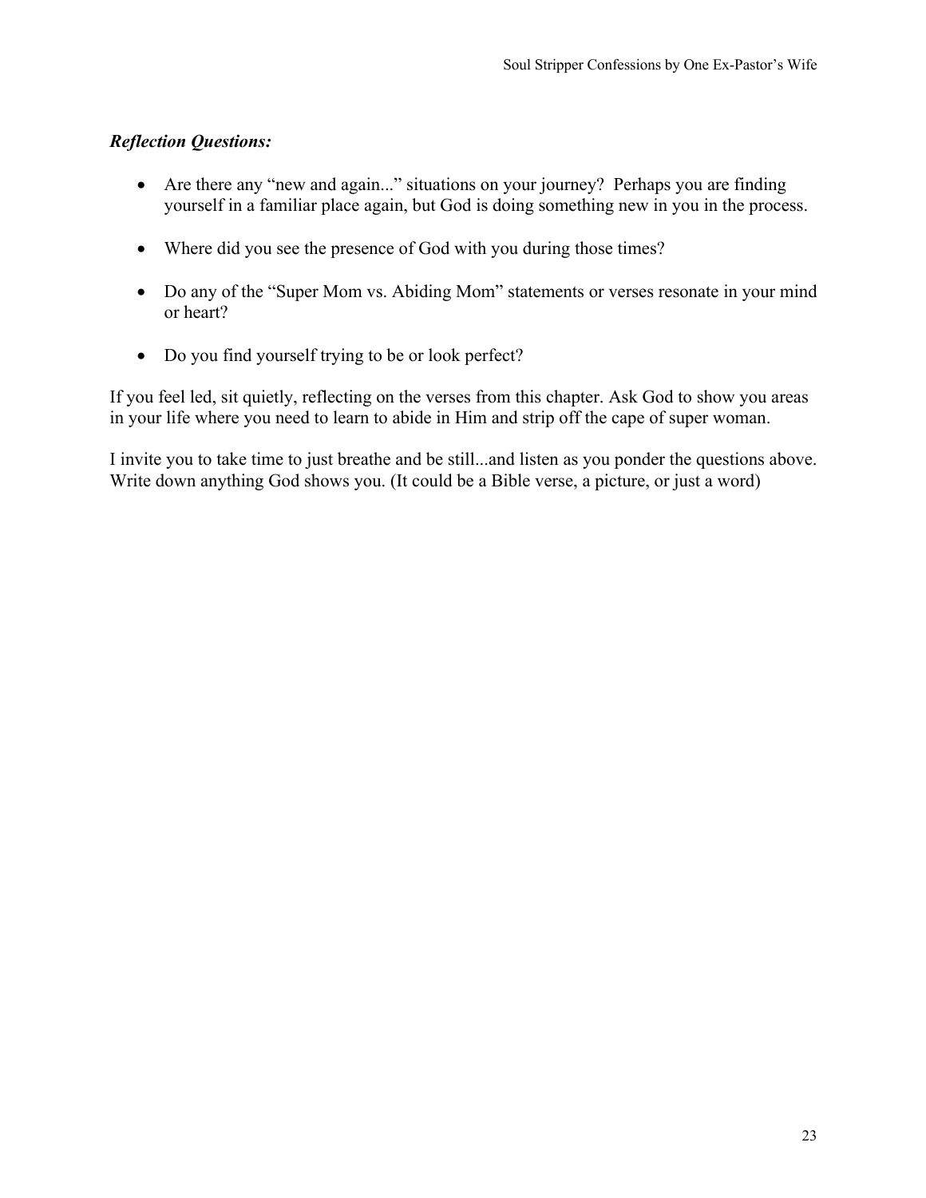***Reflection Questions:***

- Are there any “new and again...” situations on your journey? Perhaps you are finding yourself in a familiar place again, but God is doing something new in you in the process.
- Where did you see the presence of God with you during those times?
- Do any of the “Super Mom vs. Abiding Mom” statements or verses resonate in your mind or heart?
- Do you find yourself trying to be or look perfect?

If you feel led, sit quietly, reflecting on the verses from this chapter. Ask God to show you areas in your life where you need to learn to abide in Him and strip off the cape of super woman.

I invite you to take time to just breathe and be still...and listen as you ponder the questions above. Write down anything God shows you. (It could be a Bible verse, a picture, or just a word)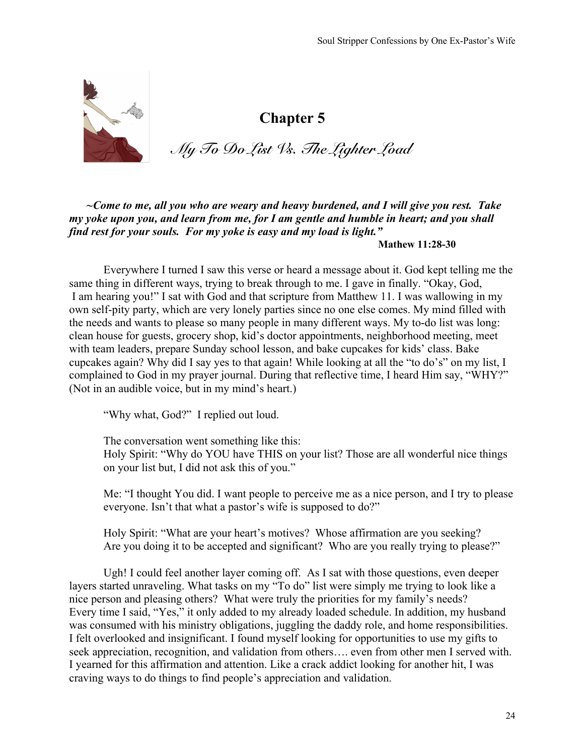# Chapter 5

## *My To Do List Vs. The Lighter Load*

***~Come to me, all you who are weary and heavy burdened, and I will give you rest. Take my yoke upon you, and learn from me, for I am gentle and humble in heart; and you shall find rest for your souls. For my yoke is easy and my load is light."***

**Mathew 11:28-30**

Everywhere I turned I saw this verse or heard a message about it. God kept telling me the same thing in different ways, trying to break through to me. I gave in finally. "Okay, God, I am hearing you!" I sat with God and that scripture from Matthew 11. I was wallowing in my own self-pity party, which are very lonely parties since no one else comes. My mind filled with the needs and wants to please so many people in many different ways. My to-do list was long: clean house for guests, grocery shop, kid's doctor appointments, neighborhood meeting, meet with team leaders, prepare Sunday school lesson, and bake cupcakes for kids' class. Bake cupcakes again? Why did I say yes to that again! While looking at all the "to do's" on my list, I complained to God in my prayer journal. During that reflective time, I heard Him say, "WHY?" (Not in an audible voice, but in my mind's heart.)

"Why what, God?" I replied out loud.

The conversation went something like this:
Holy Spirit: "Why do YOU have THIS on your list? Those are all wonderful nice things on your list but, I did not ask this of you."

Me: "I thought You did. I want people to perceive me as a nice person, and I try to please everyone. Isn't that what a pastor's wife is supposed to do?"

Holy Spirit: "What are your heart's motives? Whose affirmation are you seeking? Are you doing it to be accepted and significant? Who are you really trying to please?"

Ugh! I could feel another layer coming off. As I sat with those questions, even deeper layers started unraveling. What tasks on my "To do" list were simply me trying to look like a nice person and pleasing others? What were truly the priorities for my family's needs? Every time I said, "Yes," it only added to my already loaded schedule. In addition, my husband was consumed with his ministry obligations, juggling the daddy role, and home responsibilities. I felt overlooked and insignificant. I found myself looking for opportunities to use my gifts to seek appreciation, recognition, and validation from others…. even from other men I served with. I yearned for this affirmation and attention. Like a crack addict looking for another hit, I was craving ways to do things to find people's appreciation and validation.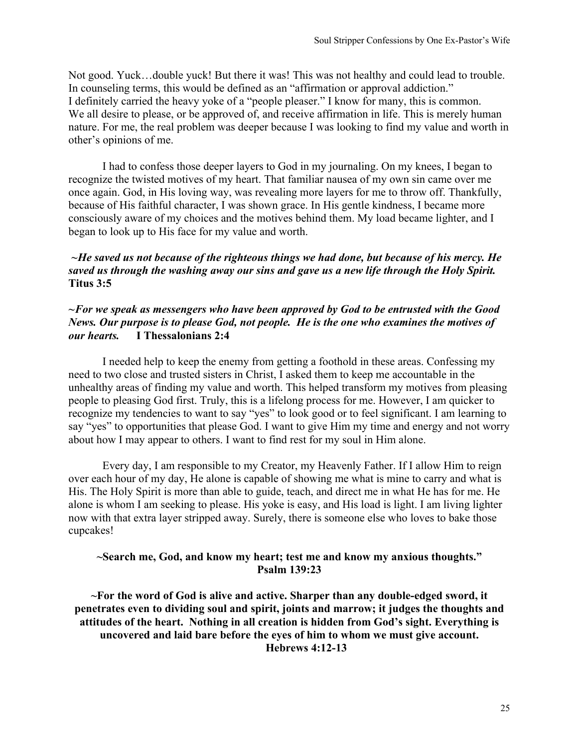Not good. Yuck…double yuck! But there it was! This was not healthy and could lead to trouble. In counseling terms, this would be defined as an "affirmation or approval addiction." I definitely carried the heavy yoke of a "people pleaser." I know for many, this is common. We all desire to please, or be approved of, and receive affirmation in life. This is merely human nature. For me, the real problem was deeper because I was looking to find my value and worth in other's opinions of me.

I had to confess those deeper layers to God in my journaling. On my knees, I began to recognize the twisted motives of my heart. That familiar nausea of my own sin came over me once again. God, in His loving way, was revealing more layers for me to throw off. Thankfully, because of His faithful character, I was shown grace. In His gentle kindness, I became more consciously aware of my choices and the motives behind them. My load became lighter, and I began to look up to His face for my value and worth.

***~He saved us not because of the righteous things we had done, but because of his mercy. He saved us through the washing away our sins and gave us a new life through the Holy Spirit.*** **Titus 3:5**

***~For we speak as messengers who have been approved by God to be entrusted with the Good News. Our purpose is to please God, not people. He is the one who examines the motives of our hearts.*** **I Thessalonians 2:4**

I needed help to keep the enemy from getting a foothold in these areas. Confessing my need to two close and trusted sisters in Christ, I asked them to keep me accountable in the unhealthy areas of finding my value and worth. This helped transform my motives from pleasing people to pleasing God first. Truly, this is a lifelong process for me. However, I am quicker to recognize my tendencies to want to say "yes" to look good or to feel significant. I am learning to say "yes" to opportunities that please God. I want to give Him my time and energy and not worry about how I may appear to others. I want to find rest for my soul in Him alone.

Every day, I am responsible to my Creator, my Heavenly Father. If I allow Him to reign over each hour of my day, He alone is capable of showing me what is mine to carry and what is His. The Holy Spirit is more than able to guide, teach, and direct me in what He has for me. He alone is whom I am seeking to please. His yoke is easy, and His load is light. I am living lighter now with that extra layer stripped away. Surely, there is someone else who loves to bake those cupcakes!

**~Search me, God, and know my heart; test me and know my anxious thoughts." Psalm 139:23**

**~For the word of God is alive and active. Sharper than any double-edged sword, it penetrates even to dividing soul and spirit, joints and marrow; it judges the thoughts and attitudes of the heart. Nothing in all creation is hidden from God's sight. Everything is uncovered and laid bare before the eyes of him to whom we must give account. Hebrews 4:12-13**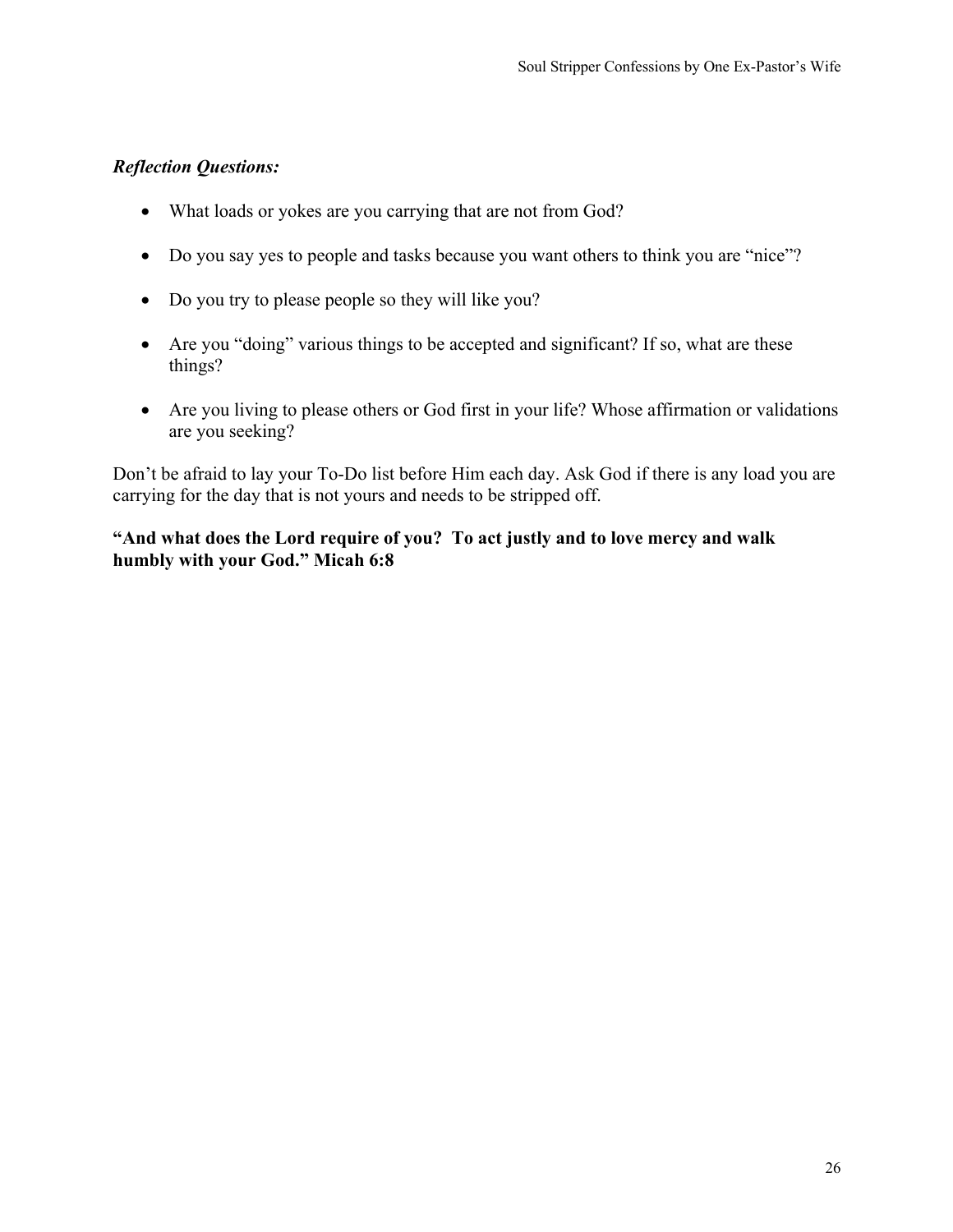***Reflection Questions:***

- What loads or yokes are you carrying that are not from God?
- Do you say yes to people and tasks because you want others to think you are "nice"?
- Do you try to please people so they will like you?
- Are you "doing" various things to be accepted and significant? If so, what are these things?
- Are you living to please others or God first in your life? Whose affirmation or validations are you seeking?

Don't be afraid to lay your To-Do list before Him each day. Ask God if there is any load you are carrying for the day that is not yours and needs to be stripped off.

**"And what does the Lord require of you? To act justly and to love mercy and walk humbly with your God." Micah 6:8**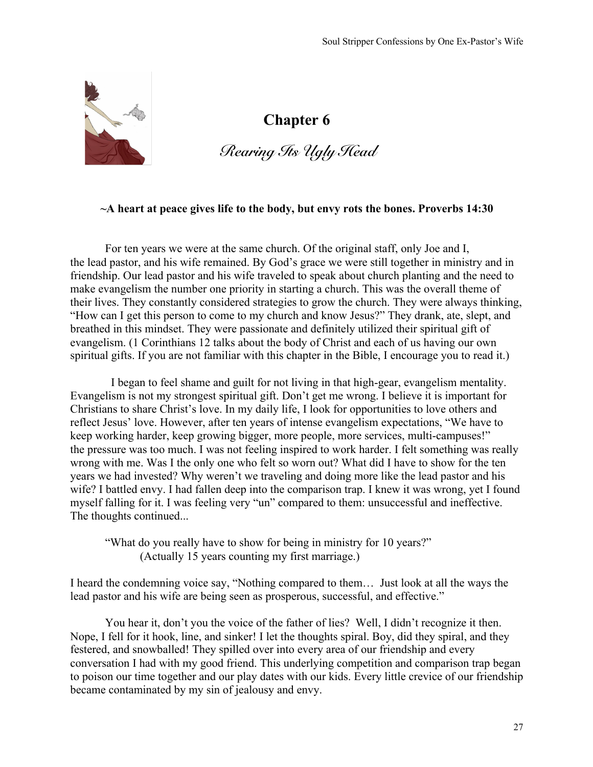# Chapter 6

## *Rearing Its Ugly Head*

**~A heart at peace gives life to the body, but envy rots the bones. Proverbs 14:30**

For ten years we were at the same church. Of the original staff, only Joe and I, the lead pastor, and his wife remained. By God's grace we were still together in ministry and in friendship. Our lead pastor and his wife traveled to speak about church planting and the need to make evangelism the number one priority in starting a church. This was the overall theme of their lives. They constantly considered strategies to grow the church. They were always thinking, "How can I get this person to come to my church and know Jesus?" They drank, ate, slept, and breathed in this mindset. They were passionate and definitely utilized their spiritual gift of evangelism. (1 Corinthians 12 talks about the body of Christ and each of us having our own spiritual gifts. If you are not familiar with this chapter in the Bible, I encourage you to read it.)

I began to feel shame and guilt for not living in that high-gear, evangelism mentality. Evangelism is not my strongest spiritual gift. Don't get me wrong. I believe it is important for Christians to share Christ's love. In my daily life, I look for opportunities to love others and reflect Jesus' love. However, after ten years of intense evangelism expectations, "We have to keep working harder, keep growing bigger, more people, more services, multi-campuses!" the pressure was too much. I was not feeling inspired to work harder. I felt something was really wrong with me. Was I the only one who felt so worn out? What did I have to show for the ten years we had invested? Why weren't we traveling and doing more like the lead pastor and his wife? I battled envy. I had fallen deep into the comparison trap. I knew it was wrong, yet I found myself falling for it. I was feeling very "un" compared to them: unsuccessful and ineffective. The thoughts continued...

"What do you really have to show for being in ministry for 10 years?"
(Actually 15 years counting my first marriage.)

I heard the condemning voice say, "Nothing compared to them… Just look at all the ways the lead pastor and his wife are being seen as prosperous, successful, and effective."

You hear it, don't you the voice of the father of lies? Well, I didn't recognize it then. Nope, I fell for it hook, line, and sinker! I let the thoughts spiral. Boy, did they spiral, and they festered, and snowballed! They spilled over into every area of our friendship and every conversation I had with my good friend. This underlying competition and comparison trap began to poison our time together and our play dates with our kids. Every little crevice of our friendship became contaminated by my sin of jealousy and envy.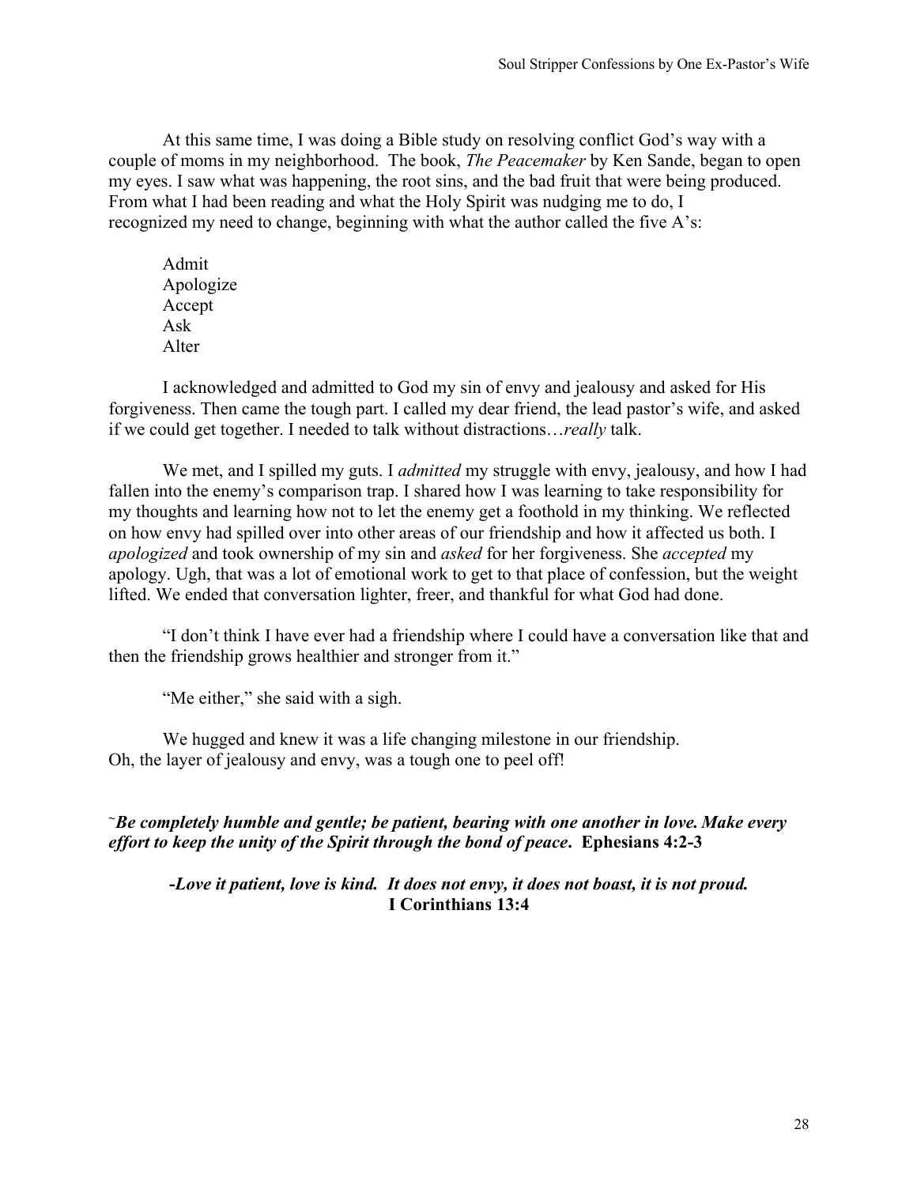At this same time, I was doing a Bible study on resolving conflict God's way with a couple of moms in my neighborhood. The book, *The Peacemaker* by Ken Sande, began to open my eyes. I saw what was happening, the root sins, and the bad fruit that were being produced. From what I had been reading and what the Holy Spirit was nudging me to do, I recognized my need to change, beginning with what the author called the five A's:

Admit
Apologize
Accept
Ask
Alter

I acknowledged and admitted to God my sin of envy and jealousy and asked for His forgiveness. Then came the tough part. I called my dear friend, the lead pastor's wife, and asked if we could get together. I needed to talk without distractions…*really* talk.

We met, and I spilled my guts. I *admitted* my struggle with envy, jealousy, and how I had fallen into the enemy's comparison trap. I shared how I was learning to take responsibility for my thoughts and learning how not to let the enemy get a foothold in my thinking. We reflected on how envy had spilled over into other areas of our friendship and how it affected us both. I *apologized* and took ownership of my sin and *asked* for her forgiveness. She *accepted* my apology. Ugh, that was a lot of emotional work to get to that place of confession, but the weight lifted. We ended that conversation lighter, freer, and thankful for what God had done.

"I don't think I have ever had a friendship where I could have a conversation like that and then the friendship grows healthier and stronger from it."

"Me either," she said with a sigh.

We hugged and knew it was a life changing milestone in our friendship.
Oh, the layer of jealousy and envy, was a tough one to peel off!

~***Be completely humble and gentle; be patient, bearing with one another in love. Make every effort to keep the unity of the Spirit through the bond of peace*. Ephesians 4:2-3**

***-Love it patient, love is kind. It does not envy, it does not boast, it is not proud.***
**I Corinthians 13:4**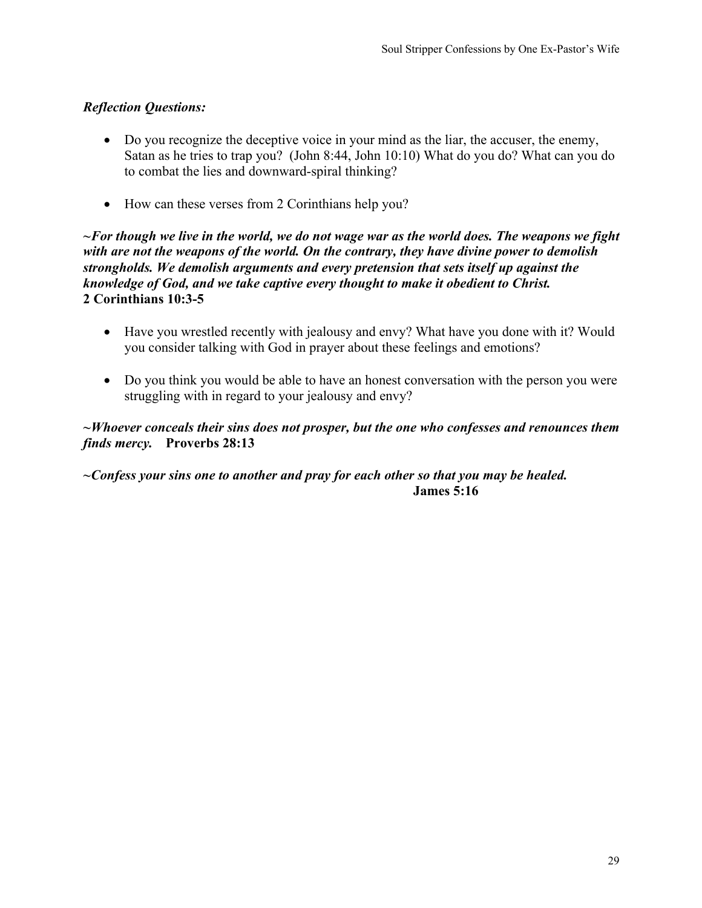***Reflection Questions:***

- Do you recognize the deceptive voice in your mind as the liar, the accuser, the enemy, Satan as he tries to trap you? (John 8:44, John 10:10) What do you do? What can you do to combat the lies and downward-spiral thinking?

- How can these verses from 2 Corinthians help you?

***~For though we live in the world, we do not wage war as the world does. The weapons we fight with are not the weapons of the world. On the contrary, they have divine power to demolish strongholds. We demolish arguments and every pretension that sets itself up against the knowledge of God, and we take captive every thought to make it obedient to Christ.***
**2 Corinthians 10:3-5**

- Have you wrestled recently with jealousy and envy? What have you done with it? Would you consider talking with God in prayer about these feelings and emotions?

- Do you think you would be able to have an honest conversation with the person you were struggling with in regard to your jealousy and envy?

***~Whoever conceals their sins does not prosper, but the one who confesses and renounces them finds mercy.*** **Proverbs 28:13**

***~Confess your sins one to another and pray for each other so that you may be healed.***
**James 5:16**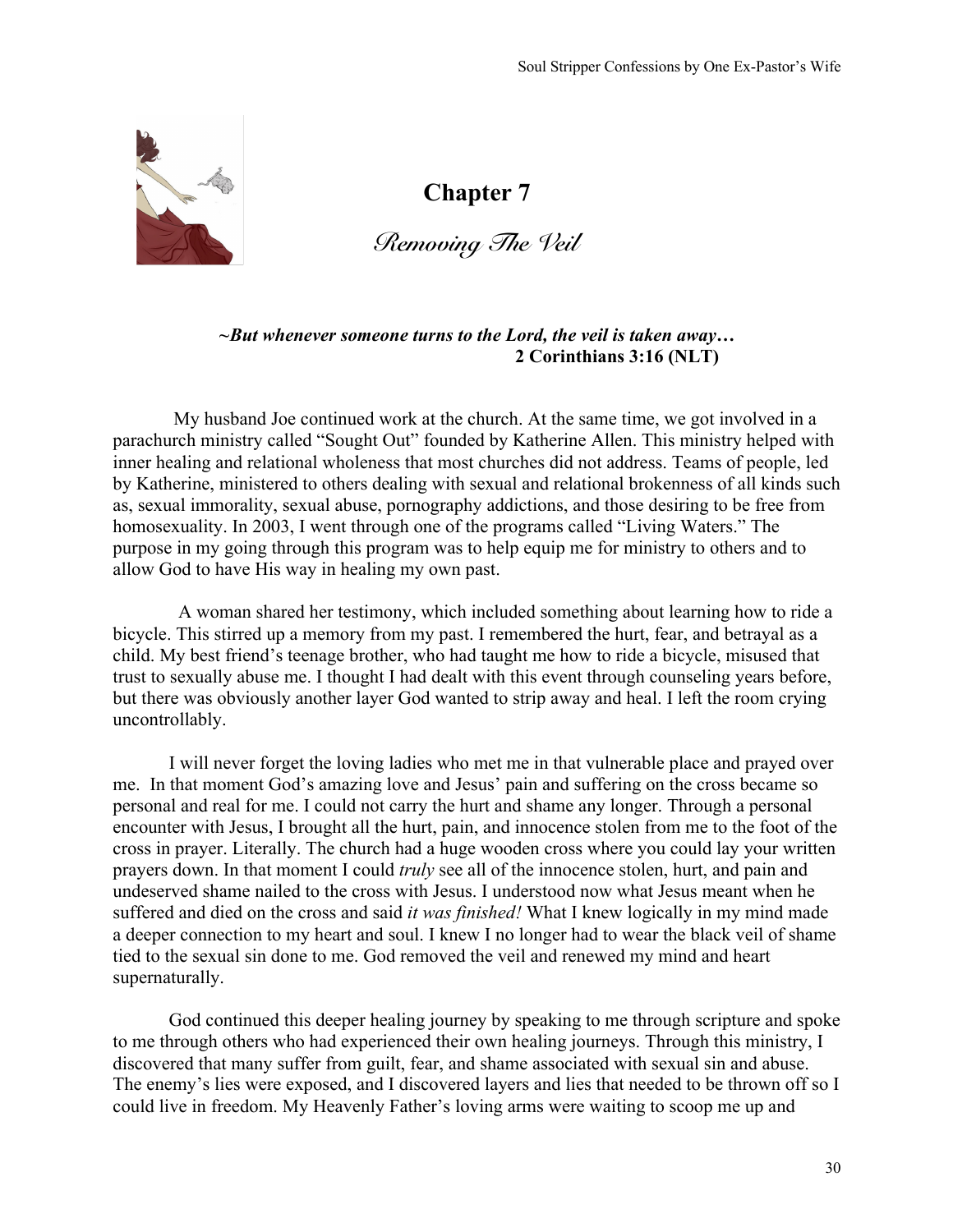# Chapter 7

## *Removing The Veil*

***~But whenever someone turns to the Lord, the veil is taken away…***
**2 Corinthians 3:16 (NLT)**

My husband Joe continued work at the church. At the same time, we got involved in a parachurch ministry called "Sought Out" founded by Katherine Allen. This ministry helped with inner healing and relational wholeness that most churches did not address. Teams of people, led by Katherine, ministered to others dealing with sexual and relational brokenness of all kinds such as, sexual immorality, sexual abuse, pornography addictions, and those desiring to be free from homosexuality. In 2003, I went through one of the programs called "Living Waters." The purpose in my going through this program was to help equip me for ministry to others and to allow God to have His way in healing my own past.

A woman shared her testimony, which included something about learning how to ride a bicycle. This stirred up a memory from my past. I remembered the hurt, fear, and betrayal as a child. My best friend's teenage brother, who had taught me how to ride a bicycle, misused that trust to sexually abuse me. I thought I had dealt with this event through counseling years before, but there was obviously another layer God wanted to strip away and heal. I left the room crying uncontrollably.

I will never forget the loving ladies who met me in that vulnerable place and prayed over me. In that moment God's amazing love and Jesus' pain and suffering on the cross became so personal and real for me. I could not carry the hurt and shame any longer. Through a personal encounter with Jesus, I brought all the hurt, pain, and innocence stolen from me to the foot of the cross in prayer. Literally. The church had a huge wooden cross where you could lay your written prayers down. In that moment I could *truly* see all of the innocence stolen, hurt, and pain and undeserved shame nailed to the cross with Jesus. I understood now what Jesus meant when he suffered and died on the cross and said *it was finished!* What I knew logically in my mind made a deeper connection to my heart and soul. I knew I no longer had to wear the black veil of shame tied to the sexual sin done to me. God removed the veil and renewed my mind and heart supernaturally.

God continued this deeper healing journey by speaking to me through scripture and spoke to me through others who had experienced their own healing journeys. Through this ministry, I discovered that many suffer from guilt, fear, and shame associated with sexual sin and abuse. The enemy's lies were exposed, and I discovered layers and lies that needed to be thrown off so I could live in freedom. My Heavenly Father's loving arms were waiting to scoop me up and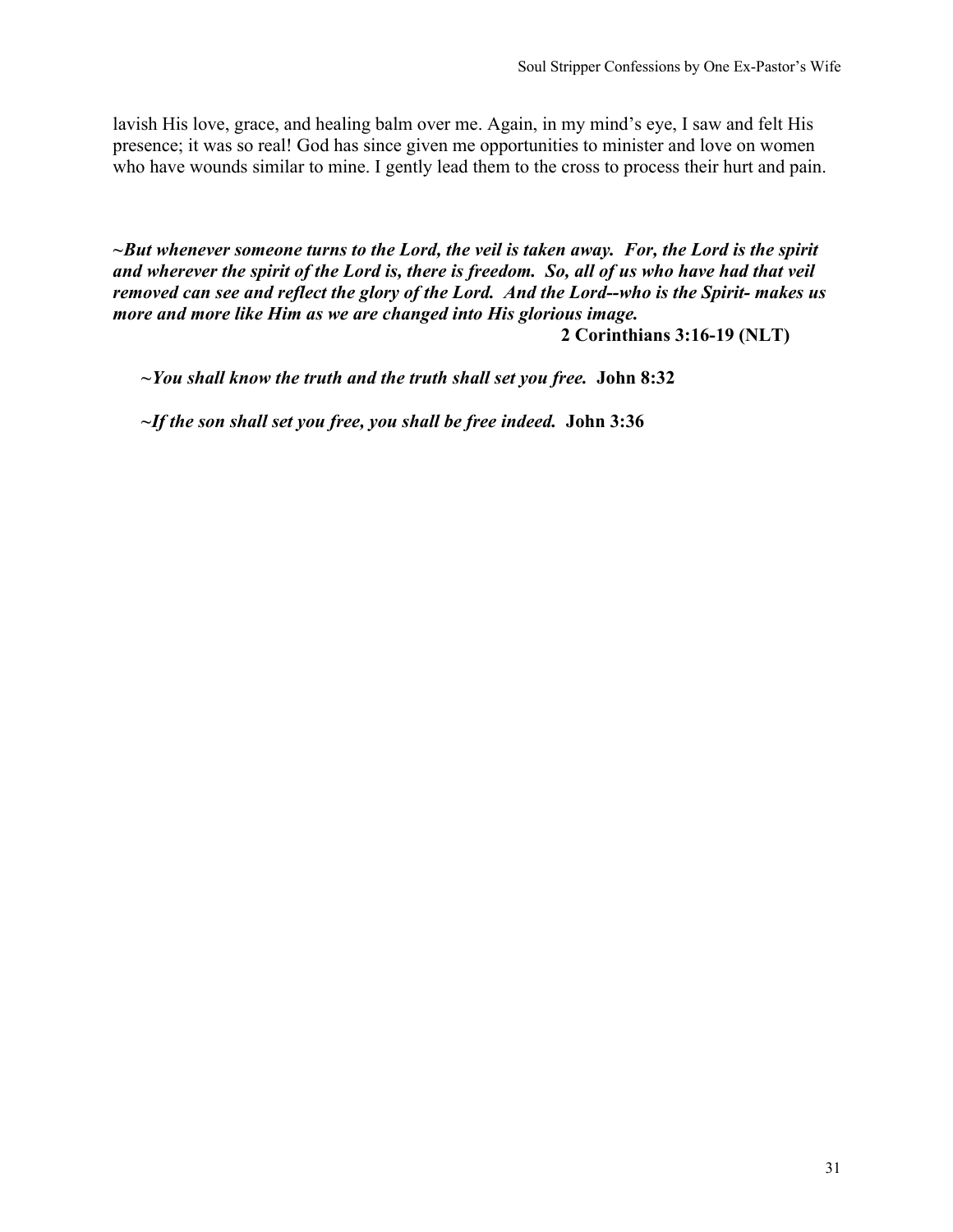lavish His love, grace, and healing balm over me. Again, in my mind's eye, I saw and felt His presence; it was so real! God has since given me opportunities to minister and love on women who have wounds similar to mine. I gently lead them to the cross to process their hurt and pain.

***~But whenever someone turns to the Lord, the veil is taken away. For, the Lord is the spirit and wherever the spirit of the Lord is, there is freedom. So, all of us who have had that veil removed can see and reflect the glory of the Lord. And the Lord--who is the Spirit- makes us more and more like Him as we are changed into His glorious image.***

**2 Corinthians 3:16-19 (NLT)**

***~You shall know the truth and the truth shall set you free.*** **John 8:32**

***~If the son shall set you free, you shall be free indeed.*** **John 3:36**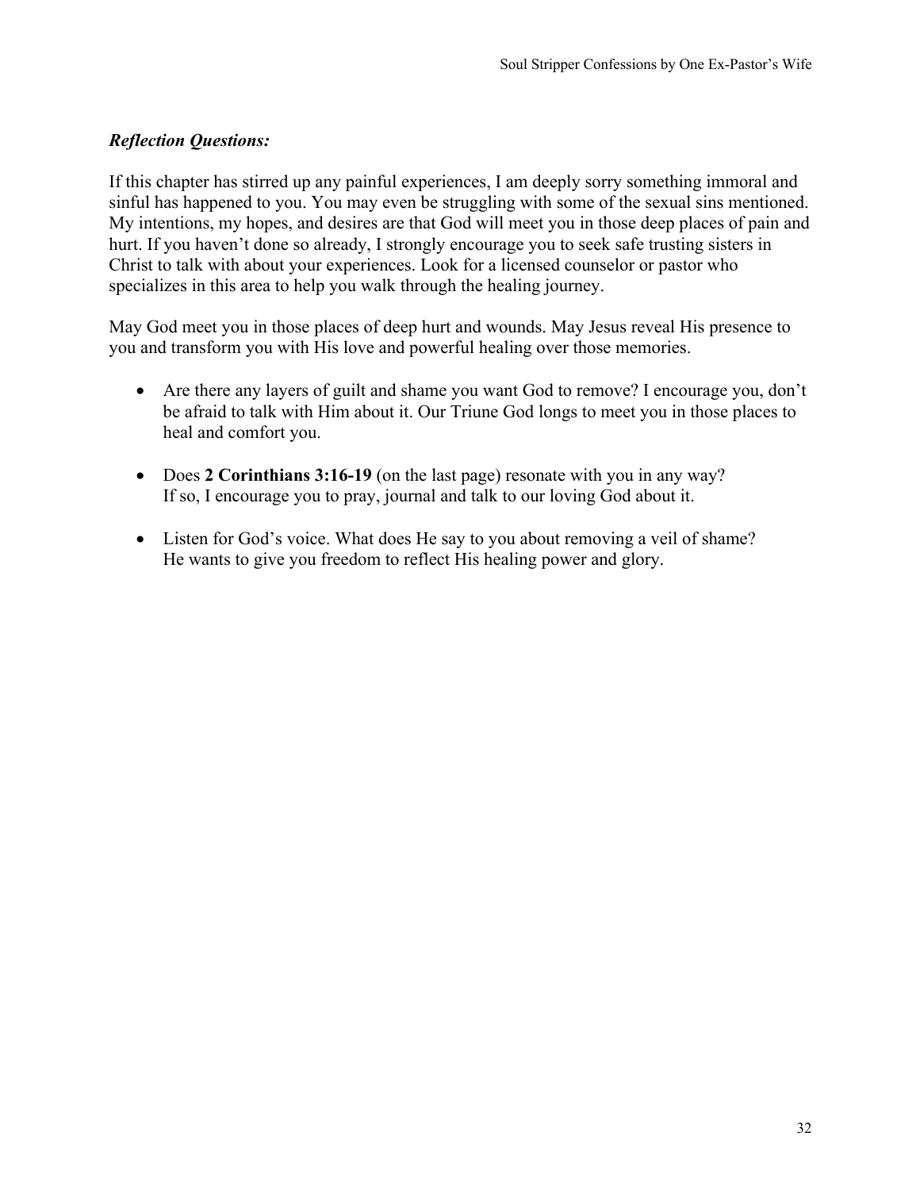***Reflection Questions:***

If this chapter has stirred up any painful experiences, I am deeply sorry something immoral and sinful has happened to you. You may even be struggling with some of the sexual sins mentioned. My intentions, my hopes, and desires are that God will meet you in those deep places of pain and hurt. If you haven't done so already, I strongly encourage you to seek safe trusting sisters in Christ to talk with about your experiences. Look for a licensed counselor or pastor who specializes in this area to help you walk through the healing journey.

May God meet you in those places of deep hurt and wounds. May Jesus reveal His presence to you and transform you with His love and powerful healing over those memories.

- Are there any layers of guilt and shame you want God to remove? I encourage you, don't be afraid to talk with Him about it. Our Triune God longs to meet you in those places to heal and comfort you.

- Does **2 Corinthians 3:16-19** (on the last page) resonate with you in any way? If so, I encourage you to pray, journal and talk to our loving God about it.

- Listen for God's voice. What does He say to you about removing a veil of shame? He wants to give you freedom to reflect His healing power and glory.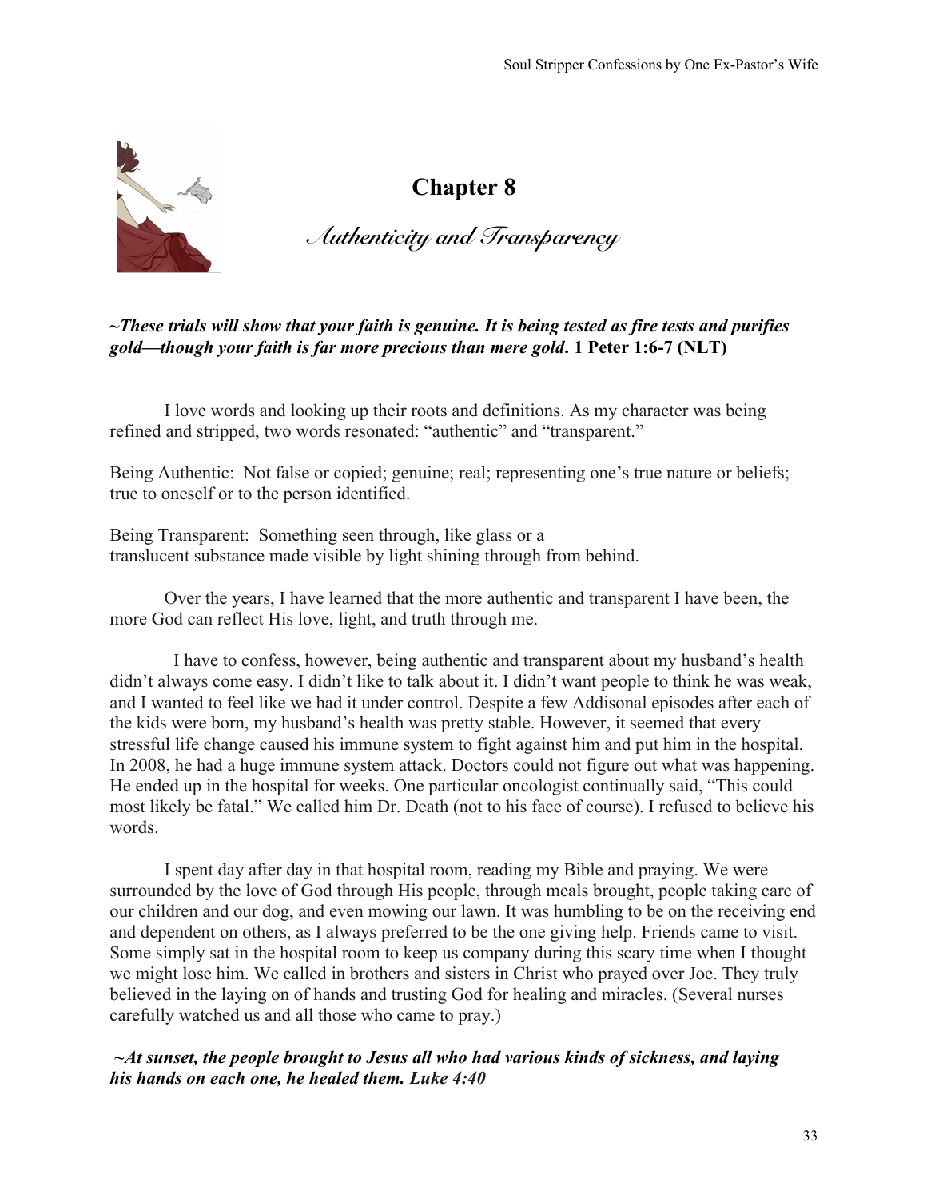# Chapter 8

## *Authenticity and Transparency*

***~These trials will show that your faith is genuine. It is being tested as fire tests and purifies gold—though your faith is far more precious than mere gold*. 1 Peter 1:6-7 (NLT)**

I love words and looking up their roots and definitions. As my character was being refined and stripped, two words resonated: "authentic" and "transparent."

Being Authentic: Not false or copied; genuine; real; representing one's true nature or beliefs; true to oneself or to the person identified.

Being Transparent: Something seen through, like glass or a translucent substance made visible by light shining through from behind.

Over the years, I have learned that the more authentic and transparent I have been, the more God can reflect His love, light, and truth through me.

I have to confess, however, being authentic and transparent about my husband's health didn't always come easy. I didn't like to talk about it. I didn't want people to think he was weak, and I wanted to feel like we had it under control. Despite a few Addisonal episodes after each of the kids were born, my husband's health was pretty stable. However, it seemed that every stressful life change caused his immune system to fight against him and put him in the hospital. In 2008, he had a huge immune system attack. Doctors could not figure out what was happening. He ended up in the hospital for weeks. One particular oncologist continually said, "This could most likely be fatal." We called him Dr. Death (not to his face of course). I refused to believe his words.

I spent day after day in that hospital room, reading my Bible and praying. We were surrounded by the love of God through His people, through meals brought, people taking care of our children and our dog, and even mowing our lawn. It was humbling to be on the receiving end and dependent on others, as I always preferred to be the one giving help. Friends came to visit. Some simply sat in the hospital room to keep us company during this scary time when I thought we might lose him. We called in brothers and sisters in Christ who prayed over Joe. They truly believed in the laying on of hands and trusting God for healing and miracles. (Several nurses carefully watched us and all those who came to pray.)

***~At sunset, the people brought to Jesus all who had various kinds of sickness, and laying his hands on each one, he healed them. Luke 4:40***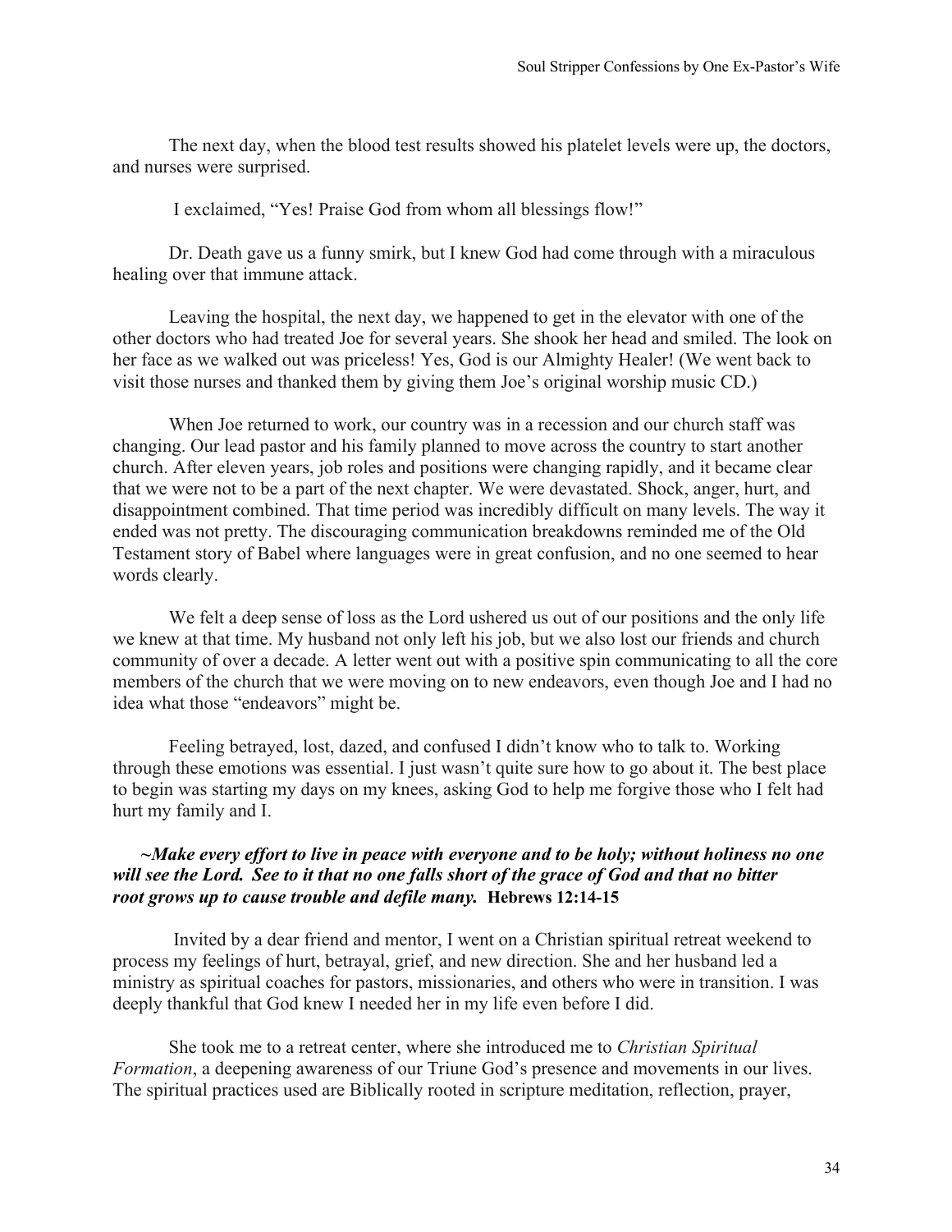The next day, when the blood test results showed his platelet levels were up, the doctors, and nurses were surprised.

I exclaimed, "Yes! Praise God from whom all blessings flow!"

Dr. Death gave us a funny smirk, but I knew God had come through with a miraculous healing over that immune attack.

Leaving the hospital, the next day, we happened to get in the elevator with one of the other doctors who had treated Joe for several years. She shook her head and smiled. The look on her face as we walked out was priceless! Yes, God is our Almighty Healer! (We went back to visit those nurses and thanked them by giving them Joe's original worship music CD.)

When Joe returned to work, our country was in a recession and our church staff was changing. Our lead pastor and his family planned to move across the country to start another church. After eleven years, job roles and positions were changing rapidly, and it became clear that we were not to be a part of the next chapter. We were devastated. Shock, anger, hurt, and disappointment combined. That time period was incredibly difficult on many levels. The way it ended was not pretty. The discouraging communication breakdowns reminded me of the Old Testament story of Babel where languages were in great confusion, and no one seemed to hear words clearly.

We felt a deep sense of loss as the Lord ushered us out of our positions and the only life we knew at that time. My husband not only left his job, but we also lost our friends and church community of over a decade. A letter went out with a positive spin communicating to all the core members of the church that we were moving on to new endeavors, even though Joe and I had no idea what those "endeavors" might be.

Feeling betrayed, lost, dazed, and confused I didn't know who to talk to. Working through these emotions was essential. I just wasn't quite sure how to go about it. The best place to begin was starting my days on my knees, asking God to help me forgive those who I felt had hurt my family and I.

***~Make every effort to live in peace with everyone and to be holy; without holiness no one will see the Lord. See to it that no one falls short of the grace of God and that no bitter root grows up to cause trouble and defile many.*** **Hebrews 12:14-15**

Invited by a dear friend and mentor, I went on a Christian spiritual retreat weekend to process my feelings of hurt, betrayal, grief, and new direction. She and her husband led a ministry as spiritual coaches for pastors, missionaries, and others who were in transition. I was deeply thankful that God knew I needed her in my life even before I did.

She took me to a retreat center, where she introduced me to *Christian Spiritual Formation*, a deepening awareness of our Triune God's presence and movements in our lives. The spiritual practices used are Biblically rooted in scripture meditation, reflection, prayer,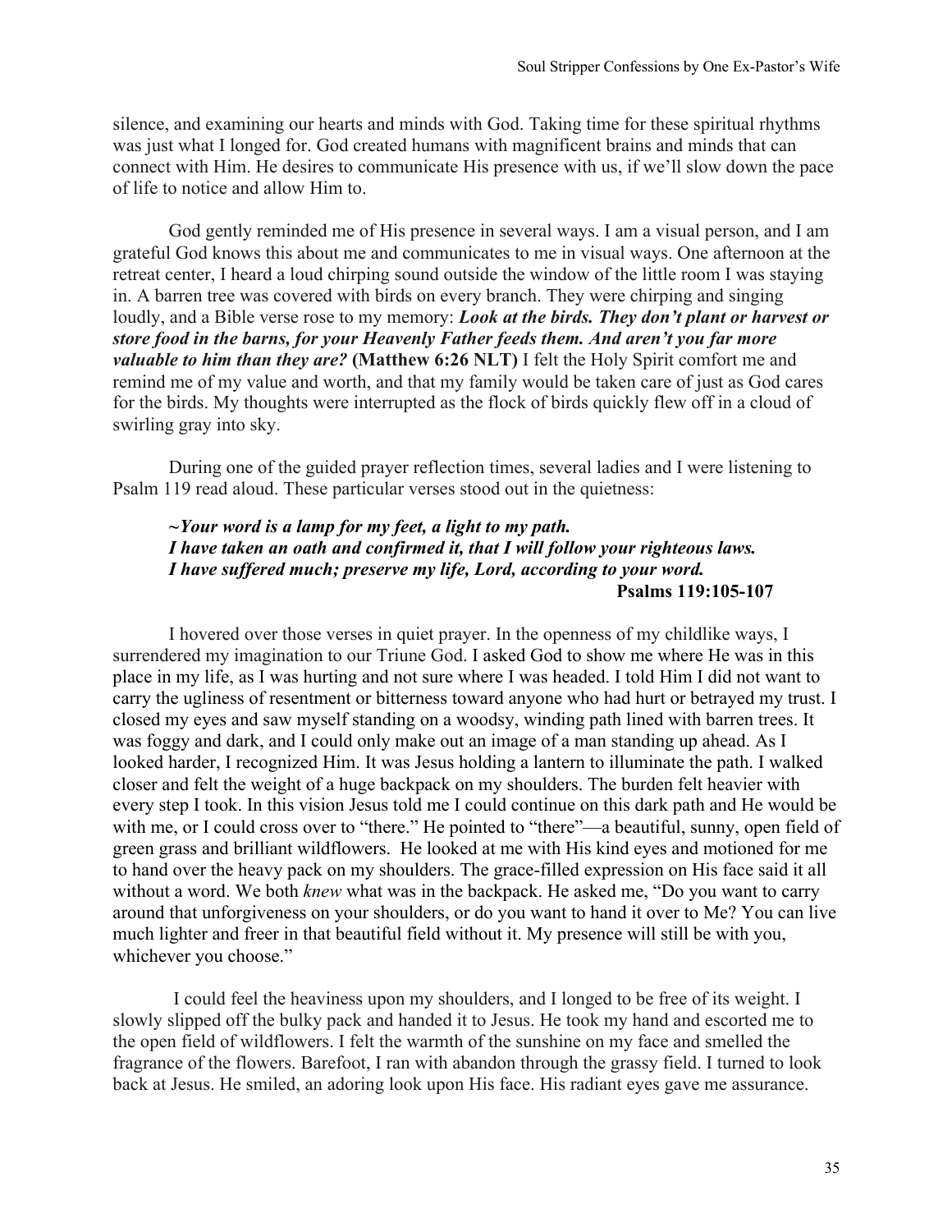silence, and examining our hearts and minds with God. Taking time for these spiritual rhythms was just what I longed for. God created humans with magnificent brains and minds that can connect with Him. He desires to communicate His presence with us, if we'll slow down the pace of life to notice and allow Him to.

God gently reminded me of His presence in several ways. I am a visual person, and I am grateful God knows this about me and communicates to me in visual ways. One afternoon at the retreat center, I heard a loud chirping sound outside the window of the little room I was staying in. A barren tree was covered with birds on every branch. They were chirping and singing loudly, and a Bible verse rose to my memory: ***Look at the birds. They don't plant or harvest or store food in the barns, for your Heavenly Father feeds them. And aren't you far more valuable to him than they are?*** **(Matthew 6:26 NLT)** I felt the Holy Spirit comfort me and remind me of my value and worth, and that my family would be taken care of just as God cares for the birds. My thoughts were interrupted as the flock of birds quickly flew off in a cloud of swirling gray into sky.

During one of the guided prayer reflection times, several ladies and I were listening to Psalm 119 read aloud. These particular verses stood out in the quietness:

> ***~Your word is a lamp for my feet, a light to my path.***
> ***I have taken an oath and confirmed it, that I will follow your righteous laws.***
> ***I have suffered much; preserve my life, Lord, according to your word.***
> **Psalms 119:105-107**

I hovered over those verses in quiet prayer. In the openness of my childlike ways, I surrendered my imagination to our Triune God. I asked God to show me where He was in this place in my life, as I was hurting and not sure where I was headed. I told Him I did not want to carry the ugliness of resentment or bitterness toward anyone who had hurt or betrayed my trust. I closed my eyes and saw myself standing on a woodsy, winding path lined with barren trees. It was foggy and dark, and I could only make out an image of a man standing up ahead. As I looked harder, I recognized Him. It was Jesus holding a lantern to illuminate the path. I walked closer and felt the weight of a huge backpack on my shoulders. The burden felt heavier with every step I took. In this vision Jesus told me I could continue on this dark path and He would be with me, or I could cross over to "there." He pointed to "there"—a beautiful, sunny, open field of green grass and brilliant wildflowers. He looked at me with His kind eyes and motioned for me to hand over the heavy pack on my shoulders. The grace-filled expression on His face said it all without a word. We both *knew* what was in the backpack. He asked me, "Do you want to carry around that unforgiveness on your shoulders, or do you want to hand it over to Me? You can live much lighter and freer in that beautiful field without it. My presence will still be with you, whichever you choose."

I could feel the heaviness upon my shoulders, and I longed to be free of its weight. I slowly slipped off the bulky pack and handed it to Jesus. He took my hand and escorted me to the open field of wildflowers. I felt the warmth of the sunshine on my face and smelled the fragrance of the flowers. Barefoot, I ran with abandon through the grassy field. I turned to look back at Jesus. He smiled, an adoring look upon His face. His radiant eyes gave me assurance.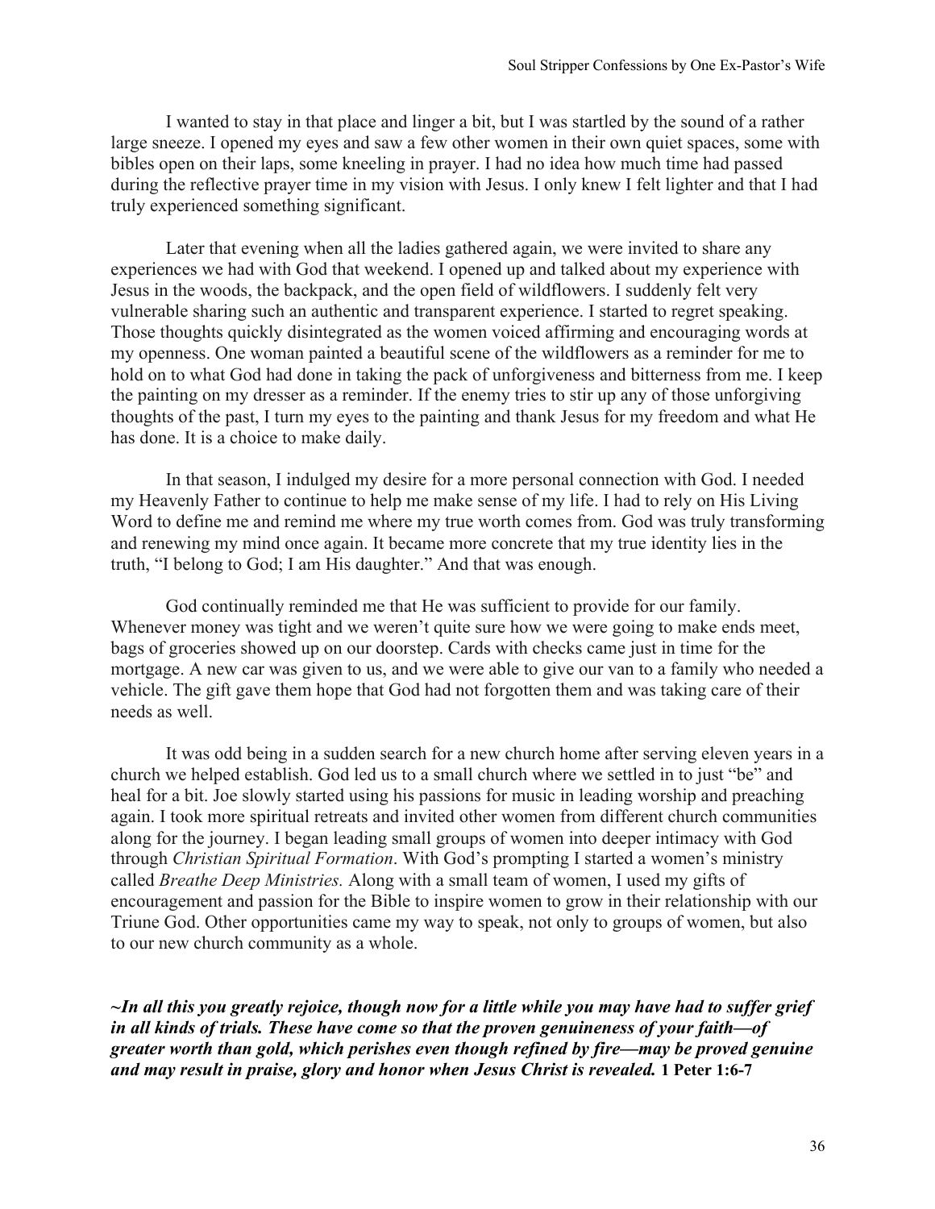I wanted to stay in that place and linger a bit, but I was startled by the sound of a rather large sneeze. I opened my eyes and saw a few other women in their own quiet spaces, some with bibles open on their laps, some kneeling in prayer. I had no idea how much time had passed during the reflective prayer time in my vision with Jesus. I only knew I felt lighter and that I had truly experienced something significant.

Later that evening when all the ladies gathered again, we were invited to share any experiences we had with God that weekend. I opened up and talked about my experience with Jesus in the woods, the backpack, and the open field of wildflowers. I suddenly felt very vulnerable sharing such an authentic and transparent experience. I started to regret speaking. Those thoughts quickly disintegrated as the women voiced affirming and encouraging words at my openness. One woman painted a beautiful scene of the wildflowers as a reminder for me to hold on to what God had done in taking the pack of unforgiveness and bitterness from me. I keep the painting on my dresser as a reminder. If the enemy tries to stir up any of those unforgiving thoughts of the past, I turn my eyes to the painting and thank Jesus for my freedom and what He has done. It is a choice to make daily.

In that season, I indulged my desire for a more personal connection with God. I needed my Heavenly Father to continue to help me make sense of my life. I had to rely on His Living Word to define me and remind me where my true worth comes from. God was truly transforming and renewing my mind once again. It became more concrete that my true identity lies in the truth, "I belong to God; I am His daughter." And that was enough.

God continually reminded me that He was sufficient to provide for our family. Whenever money was tight and we weren't quite sure how we were going to make ends meet, bags of groceries showed up on our doorstep. Cards with checks came just in time for the mortgage. A new car was given to us, and we were able to give our van to a family who needed a vehicle. The gift gave them hope that God had not forgotten them and was taking care of their needs as well.

It was odd being in a sudden search for a new church home after serving eleven years in a church we helped establish. God led us to a small church where we settled in to just "be" and heal for a bit. Joe slowly started using his passions for music in leading worship and preaching again. I took more spiritual retreats and invited other women from different church communities along for the journey. I began leading small groups of women into deeper intimacy with God through *Christian Spiritual Formation*. With God's prompting I started a women's ministry called *Breathe Deep Ministries.* Along with a small team of women, I used my gifts of encouragement and passion for the Bible to inspire women to grow in their relationship with our Triune God. Other opportunities came my way to speak, not only to groups of women, but also to our new church community as a whole.

***~In all this you greatly rejoice, though now for a little while you may have had to suffer grief in all kinds of trials. These have come so that the proven genuineness of your faith—of greater worth than gold, which perishes even though refined by fire—may be proved genuine and may result in praise, glory and honor when Jesus Christ is revealed.*** **1 Peter 1:6-7**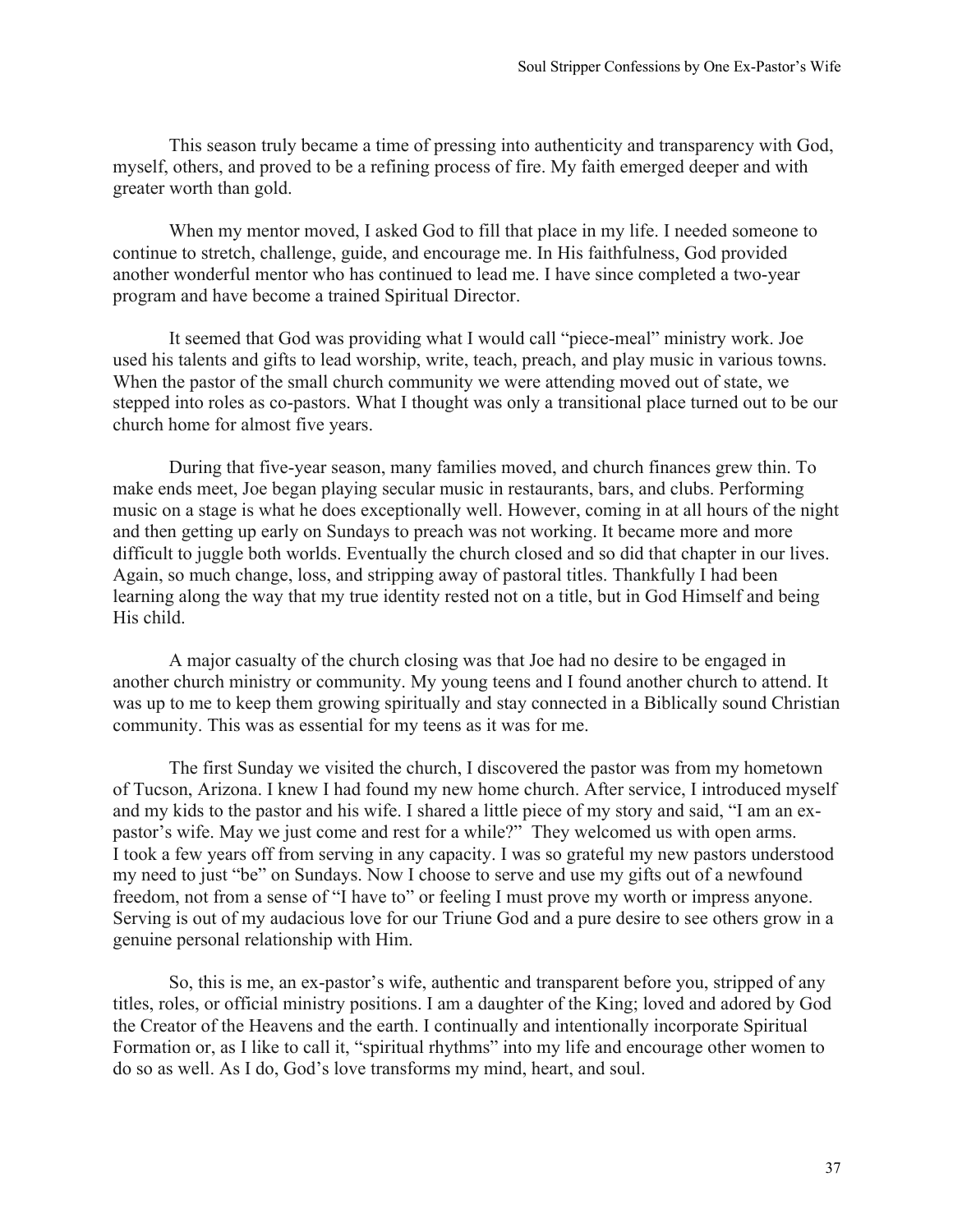This season truly became a time of pressing into authenticity and transparency with God, myself, others, and proved to be a refining process of fire. My faith emerged deeper and with greater worth than gold.

When my mentor moved, I asked God to fill that place in my life. I needed someone to continue to stretch, challenge, guide, and encourage me. In His faithfulness, God provided another wonderful mentor who has continued to lead me. I have since completed a two-year program and have become a trained Spiritual Director.

It seemed that God was providing what I would call "piece-meal" ministry work. Joe used his talents and gifts to lead worship, write, teach, preach, and play music in various towns. When the pastor of the small church community we were attending moved out of state, we stepped into roles as co-pastors. What I thought was only a transitional place turned out to be our church home for almost five years.

During that five-year season, many families moved, and church finances grew thin. To make ends meet, Joe began playing secular music in restaurants, bars, and clubs. Performing music on a stage is what he does exceptionally well. However, coming in at all hours of the night and then getting up early on Sundays to preach was not working. It became more and more difficult to juggle both worlds. Eventually the church closed and so did that chapter in our lives. Again, so much change, loss, and stripping away of pastoral titles. Thankfully I had been learning along the way that my true identity rested not on a title, but in God Himself and being His child.

A major casualty of the church closing was that Joe had no desire to be engaged in another church ministry or community. My young teens and I found another church to attend. It was up to me to keep them growing spiritually and stay connected in a Biblically sound Christian community. This was as essential for my teens as it was for me.

The first Sunday we visited the church, I discovered the pastor was from my hometown of Tucson, Arizona. I knew I had found my new home church. After service, I introduced myself and my kids to the pastor and his wife. I shared a little piece of my story and said, "I am an ex-pastor's wife. May we just come and rest for a while?" They welcomed us with open arms. I took a few years off from serving in any capacity. I was so grateful my new pastors understood my need to just "be" on Sundays. Now I choose to serve and use my gifts out of a newfound freedom, not from a sense of "I have to" or feeling I must prove my worth or impress anyone. Serving is out of my audacious love for our Triune God and a pure desire to see others grow in a genuine personal relationship with Him.

So, this is me, an ex-pastor's wife, authentic and transparent before you, stripped of any titles, roles, or official ministry positions. I am a daughter of the King; loved and adored by God the Creator of the Heavens and the earth. I continually and intentionally incorporate Spiritual Formation or, as I like to call it, "spiritual rhythms" into my life and encourage other women to do so as well. As I do, God's love transforms my mind, heart, and soul.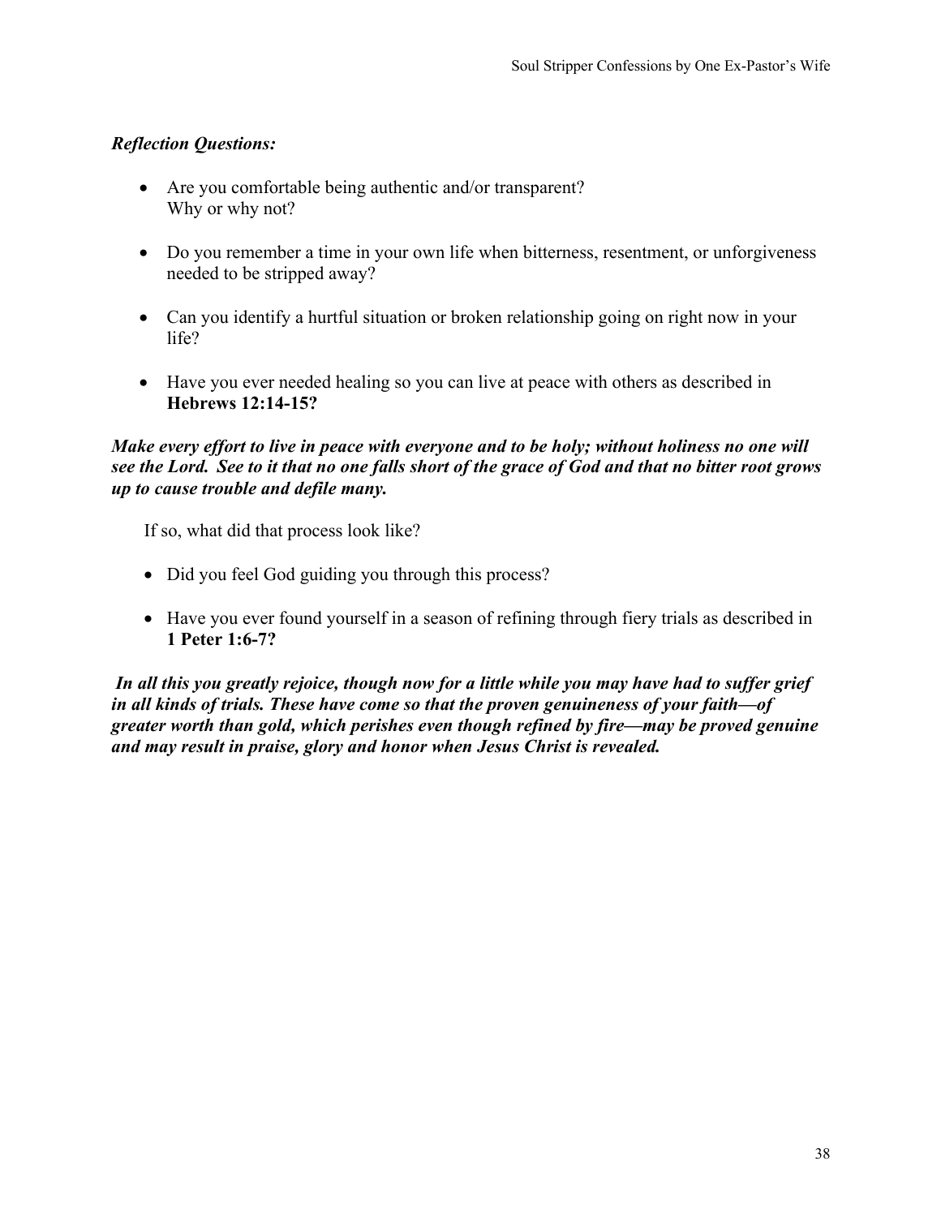***Reflection Questions:***

- Are you comfortable being authentic and/or transparent?
  Why or why not?

- Do you remember a time in your own life when bitterness, resentment, or unforgiveness needed to be stripped away?

- Can you identify a hurtful situation or broken relationship going on right now in your life?

- Have you ever needed healing so you can live at peace with others as described in **Hebrews 12:14-15?**

***Make every effort to live in peace with everyone and to be holy; without holiness no one will see the Lord. See to it that no one falls short of the grace of God and that no bitter root grows up to cause trouble and defile many.***

If so, what did that process look like?

- Did you feel God guiding you through this process?

- Have you ever found yourself in a season of refining through fiery trials as described in **1 Peter 1:6-7?**

***In all this you greatly rejoice, though now for a little while you may have had to suffer grief in all kinds of trials. These have come so that the proven genuineness of your faith—of greater worth than gold, which perishes even though refined by fire—may be proved genuine and may result in praise, glory and honor when Jesus Christ is revealed.***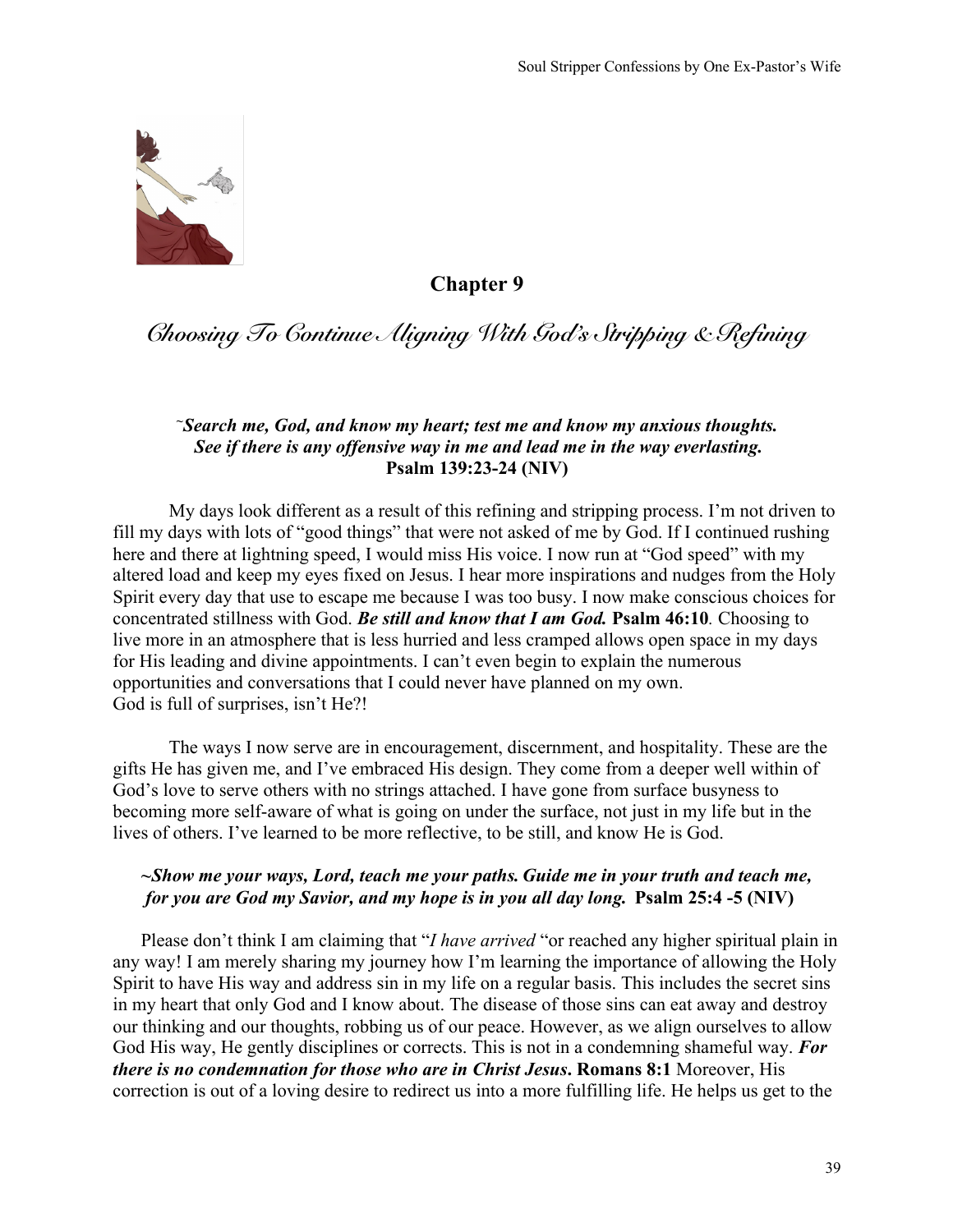## Chapter 9

# *Choosing To Continue Aligning With God's Stripping & Refining*

***~Search me, God, and know my heart; test me and know my anxious thoughts. See if there is any offensive way in me and lead me in the way everlasting.*** **Psalm 139:23-24 (NIV)**

My days look different as a result of this refining and stripping process. I'm not driven to fill my days with lots of "good things" that were not asked of me by God. If I continued rushing here and there at lightning speed, I would miss His voice. I now run at "God speed" with my altered load and keep my eyes fixed on Jesus. I hear more inspirations and nudges from the Holy Spirit every day that use to escape me because I was too busy. I now make conscious choices for concentrated stillness with God. ***Be still and know that I am God.*** **Psalm 46:10**. Choosing to live more in an atmosphere that is less hurried and less cramped allows open space in my days for His leading and divine appointments. I can't even begin to explain the numerous opportunities and conversations that I could never have planned on my own.
God is full of surprises, isn't He?!

The ways I now serve are in encouragement, discernment, and hospitality. These are the gifts He has given me, and I've embraced His design. They come from a deeper well within of God's love to serve others with no strings attached. I have gone from surface busyness to becoming more self-aware of what is going on under the surface, not just in my life but in the lives of others. I've learned to be more reflective, to be still, and know He is God.

***~Show me your ways, Lord, teach me your paths. Guide me in your truth and teach me, for you are God my Savior, and my hope is in you all day long.*** **Psalm 25:4 -5 (NIV)**

Please don't think I am claiming that "*I have arrived* "or reached any higher spiritual plain in any way! I am merely sharing my journey how I'm learning the importance of allowing the Holy Spirit to have His way and address sin in my life on a regular basis. This includes the secret sins in my heart that only God and I know about. The disease of those sins can eat away and destroy our thinking and our thoughts, robbing us of our peace. However, as we align ourselves to allow God His way, He gently disciplines or corrects. This is not in a condemning shameful way. ***For there is no condemnation for those who are in Christ Jesus*.** **Romans 8:1** Moreover, His correction is out of a loving desire to redirect us into a more fulfilling life. He helps us get to the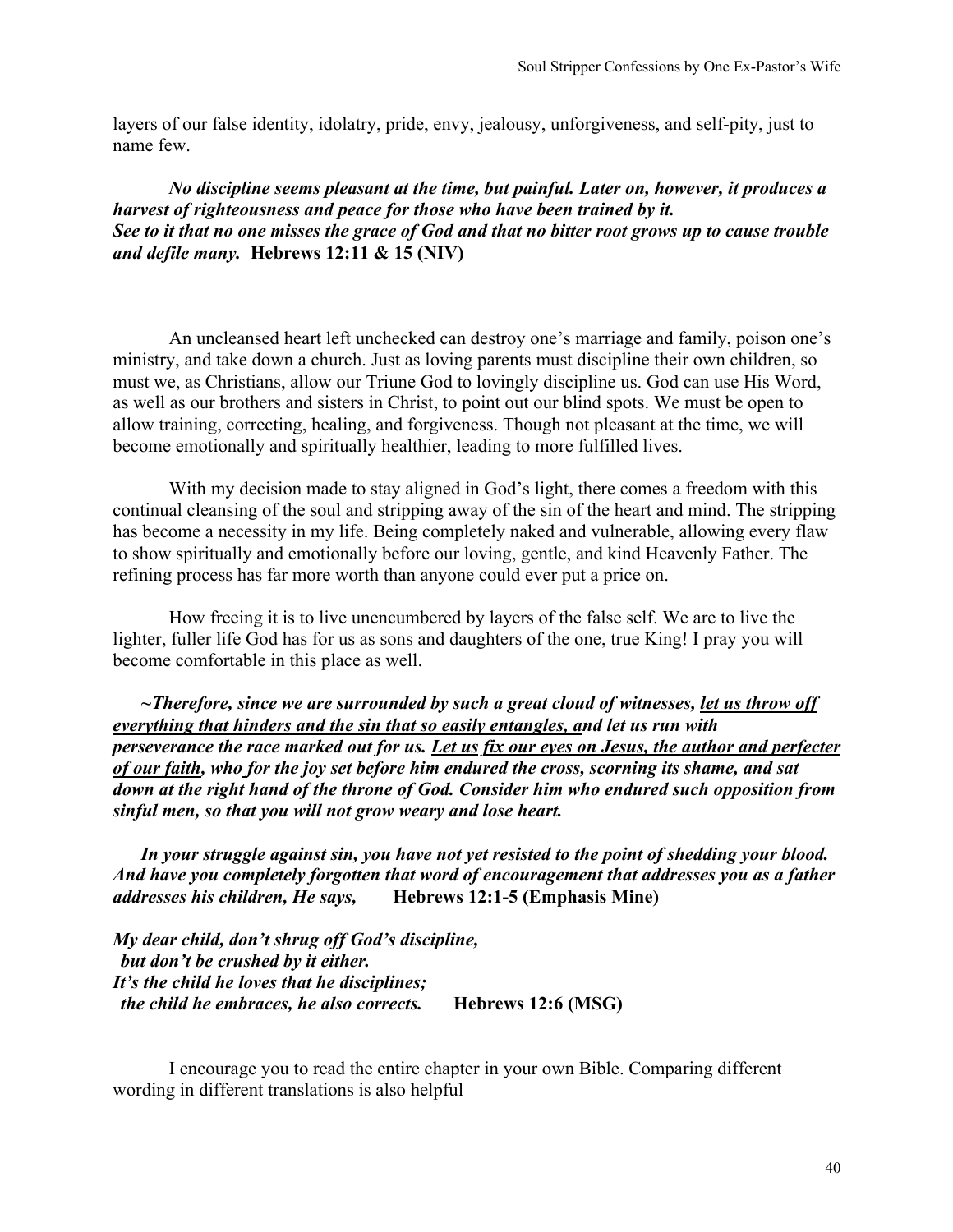layers of our false identity, idolatry, pride, envy, jealousy, unforgiveness, and self-pity, just to name few.

***No discipline seems pleasant at the time, but painful. Later on, however, it produces a harvest of righteousness and peace for those who have been trained by it.***
***See to it that no one misses the grace of God and that no bitter root grows up to cause trouble and defile many.*** **Hebrews 12:11 & 15 (NIV)**

An uncleansed heart left unchecked can destroy one's marriage and family, poison one's ministry, and take down a church. Just as loving parents must discipline their own children, so must we, as Christians, allow our Triune God to lovingly discipline us. God can use His Word, as well as our brothers and sisters in Christ, to point out our blind spots. We must be open to allow training, correcting, healing, and forgiveness. Though not pleasant at the time, we will become emotionally and spiritually healthier, leading to more fulfilled lives.

With my decision made to stay aligned in God's light, there comes a freedom with this continual cleansing of the soul and stripping away of the sin of the heart and mind. The stripping has become a necessity in my life. Being completely naked and vulnerable, allowing every flaw to show spiritually and emotionally before our loving, gentle, and kind Heavenly Father. The refining process has far more worth than anyone could ever put a price on.

How freeing it is to live unencumbered by layers of the false self. We are to live the lighter, fuller life God has for us as sons and daughters of the one, true King! I pray you will become comfortable in this place as well.

***~Therefore, since we are surrounded by such a great cloud of witnesses, <u>let us throw off everything that hinders and the sin that so easily entangles, a</u>nd let us run with perseverance the race marked out for us. <u>Let us fix our eyes on Jesus, the author and perfecter of our faith</u>, who for the joy set before him endured the cross, scorning its shame, and sat down at the right hand of the throne of God. Consider him who endured such opposition from sinful men, so that you will not grow weary and lose heart.***

***In your struggle against sin, you have not yet resisted to the point of shedding your blood. And have you completely forgotten that word of encouragement that addresses you as a father addresses his children, He says,*** **Hebrews 12:1-5 (Emphasis Mine)**

***My dear child, don't shrug off God's discipline,***
***but don't be crushed by it either.***
***It's the child he loves that he disciplines;***
***the child he embraces, he also corrects.*** **Hebrews 12:6 (MSG)**

I encourage you to read the entire chapter in your own Bible. Comparing different wording in different translations is also helpful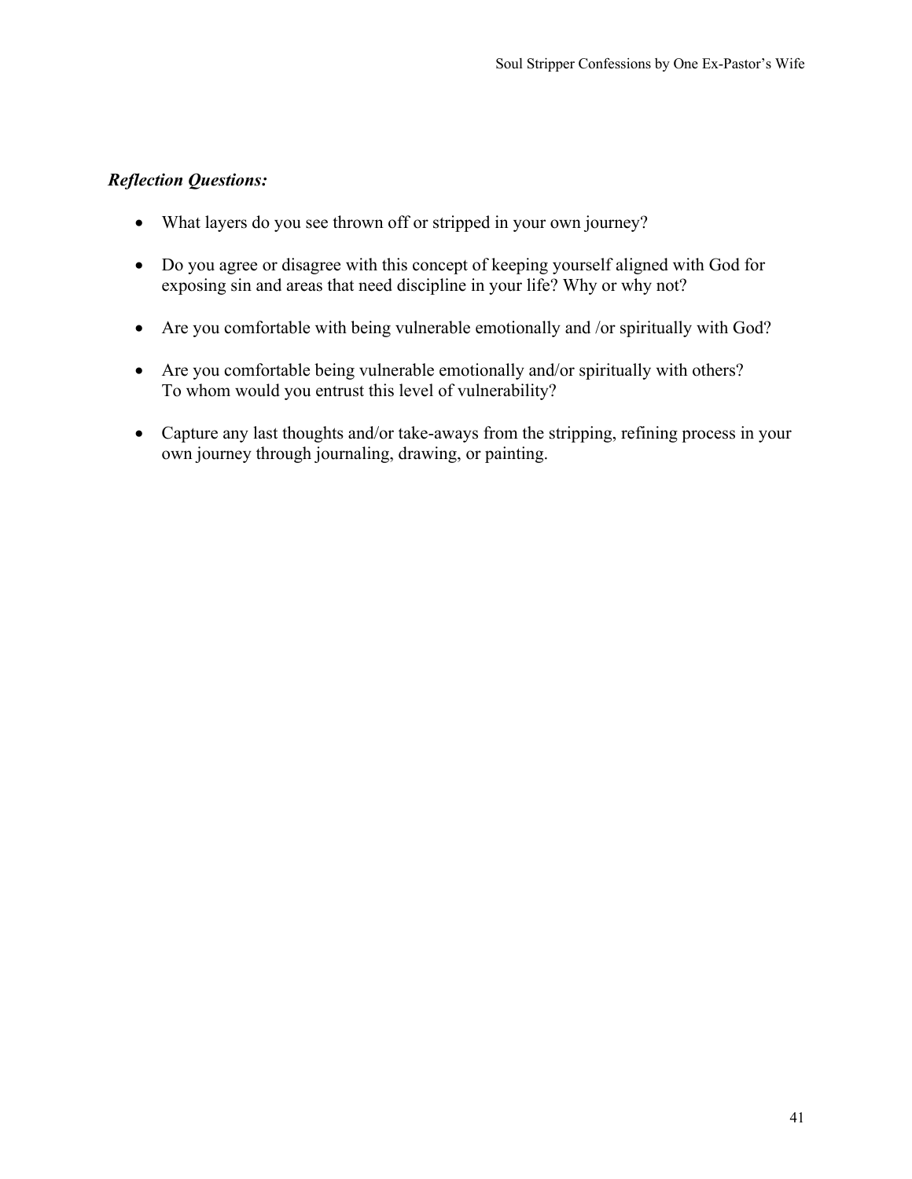***Reflection Questions:***

- What layers do you see thrown off or stripped in your own journey?
- Do you agree or disagree with this concept of keeping yourself aligned with God for exposing sin and areas that need discipline in your life? Why or why not?
- Are you comfortable with being vulnerable emotionally and /or spiritually with God?
- Are you comfortable being vulnerable emotionally and/or spiritually with others? To whom would you entrust this level of vulnerability?
- Capture any last thoughts and/or take-aways from the stripping, refining process in your own journey through journaling, drawing, or painting.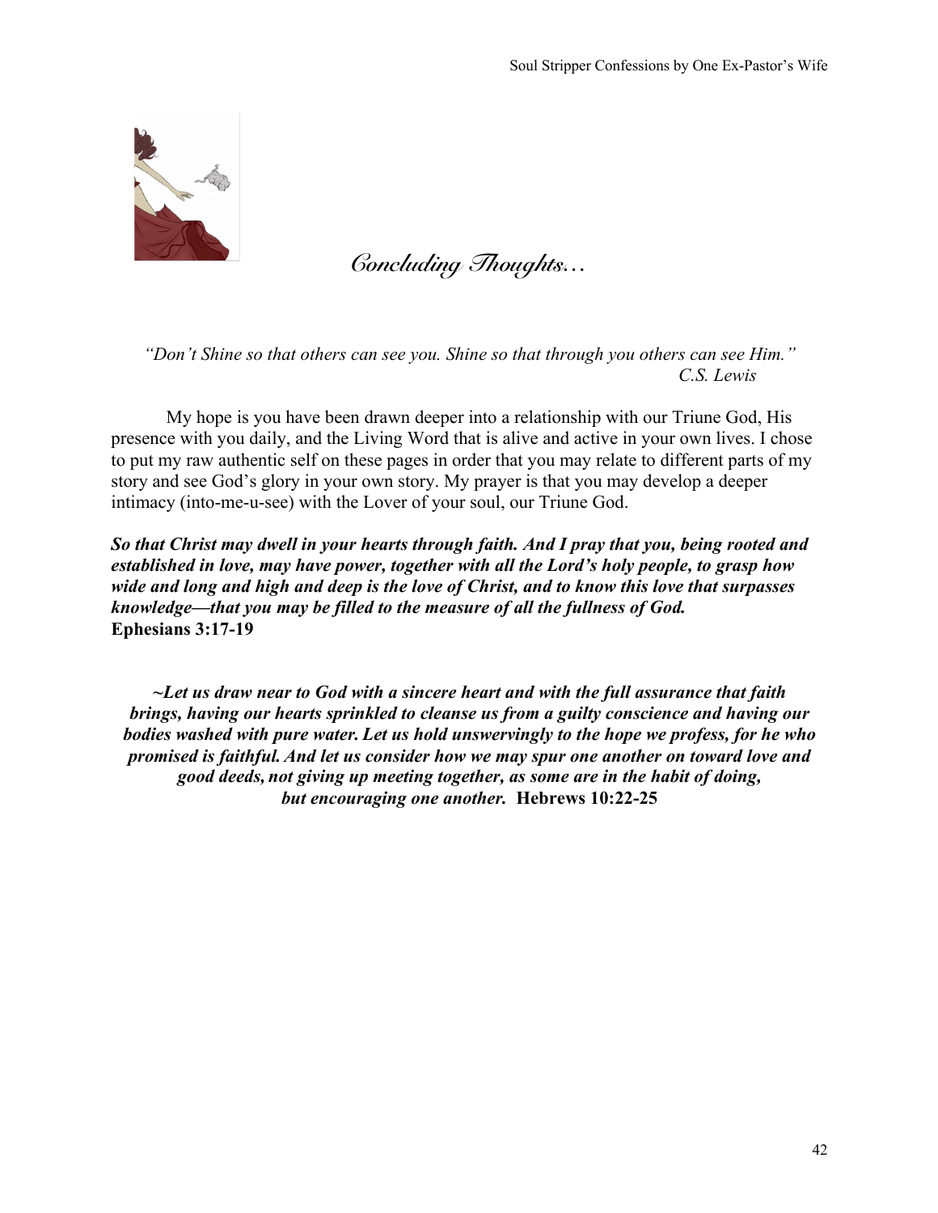# *Concluding Thoughts…*

*"Don't Shine so that others can see you. Shine so that through you others can see Him."*
*C.S. Lewis*

My hope is you have been drawn deeper into a relationship with our Triune God, His presence with you daily, and the Living Word that is alive and active in your own lives. I chose to put my raw authentic self on these pages in order that you may relate to different parts of my story and see God's glory in your own story. My prayer is that you may develop a deeper intimacy (into-me-u-see) with the Lover of your soul, our Triune God.

***So that Christ may dwell in your hearts through faith. And I pray that you, being rooted and established in love, may have power, together with all the Lord's holy people, to grasp how wide and long and high and deep is the love of Christ, and to know this love that surpasses knowledge—that you may be filled to the measure of all the fullness of God.***
**Ephesians 3:17-19**

***~Let us draw near to God with a sincere heart and with the full assurance that faith brings, having our hearts sprinkled to cleanse us from a guilty conscience and having our bodies washed with pure water. Let us hold unswervingly to the hope we profess, for he who promised is faithful. And let us consider how we may spur one another on toward love and good deeds, not giving up meeting together, as some are in the habit of doing, but encouraging one another.*** **Hebrews 10:22-25**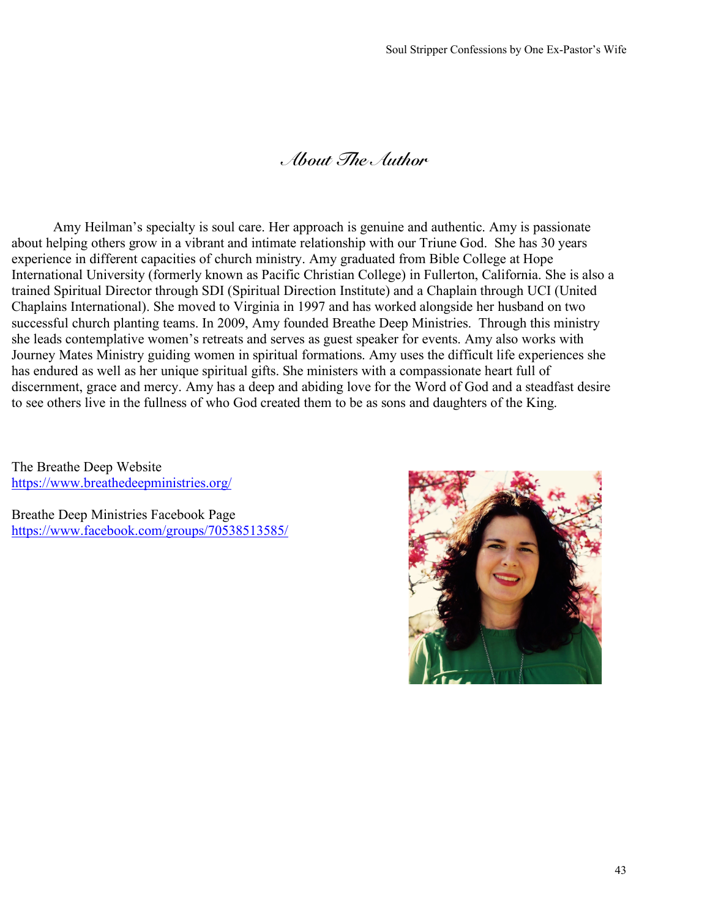# About The Author

Amy Heilman's specialty is soul care. Her approach is genuine and authentic. Amy is passionate about helping others grow in a vibrant and intimate relationship with our Triune God. She has 30 years experience in different capacities of church ministry. Amy graduated from Bible College at Hope International University (formerly known as Pacific Christian College) in Fullerton, California. She is also a trained Spiritual Director through SDI (Spiritual Direction Institute) and a Chaplain through UCI (United Chaplains International). She moved to Virginia in 1997 and has worked alongside her husband on two successful church planting teams. In 2009, Amy founded Breathe Deep Ministries. Through this ministry she leads contemplative women's retreats and serves as guest speaker for events. Amy also works with Journey Mates Ministry guiding women in spiritual formations. Amy uses the difficult life experiences she has endured as well as her unique spiritual gifts. She ministers with a compassionate heart full of discernment, grace and mercy. Amy has a deep and abiding love for the Word of God and a steadfast desire to see others live in the fullness of who God created them to be as sons and daughters of the King.

The Breathe Deep Website
https://www.breathedeepministries.org/

Breathe Deep Ministries Facebook Page
https://www.facebook.com/groups/70538513585/